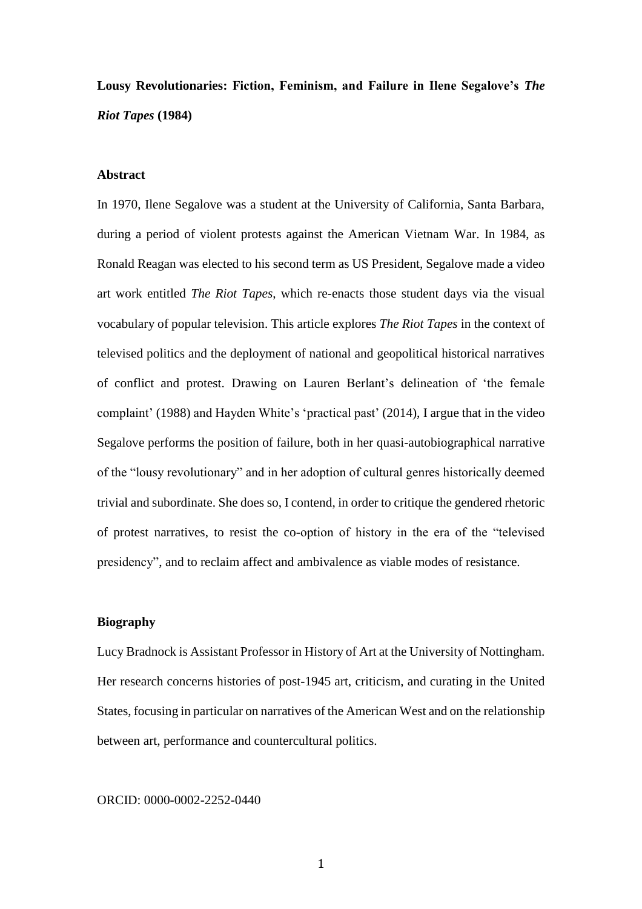# **Lousy Revolutionaries: Fiction, Feminism, and Failure in Ilene Segalove's *The Riot Tapes* (1984)**

## **Abstract**

In 1970, Ilene Segalove was a student at the University of California, Santa Barbara, during a period of violent protests against the American Vietnam War. In 1984, as Ronald Reagan was elected to his second term as US President, Segalove made a video art work entitled *The Riot Tapes*, which re-enacts those student days via the visual vocabulary of popular television. This article explores *The Riot Tapes* in the context of televised politics and the deployment of national and geopolitical historical narratives of conflict and protest. Drawing on Lauren Berlant's delineation of 'the female complaint' (1988) and Hayden White's 'practical past' (2014), I argue that in the video Segalove performs the position of failure, both in her quasi-autobiographical narrative of the "lousy revolutionary" and in her adoption of cultural genres historically deemed trivial and subordinate. She does so, I contend, in order to critique the gendered rhetoric of protest narratives, to resist the co-option of history in the era of the "televised presidency", and to reclaim affect and ambivalence as viable modes of resistance.

## **Biography**

Lucy Bradnock is Assistant Professor in History of Art at the University of Nottingham. Her research concerns histories of post-1945 art, criticism, and curating in the United States, focusing in particular on narratives of the American West and on the relationship between art, performance and countercultural politics.

ORCID: 0000-0002-2252-0440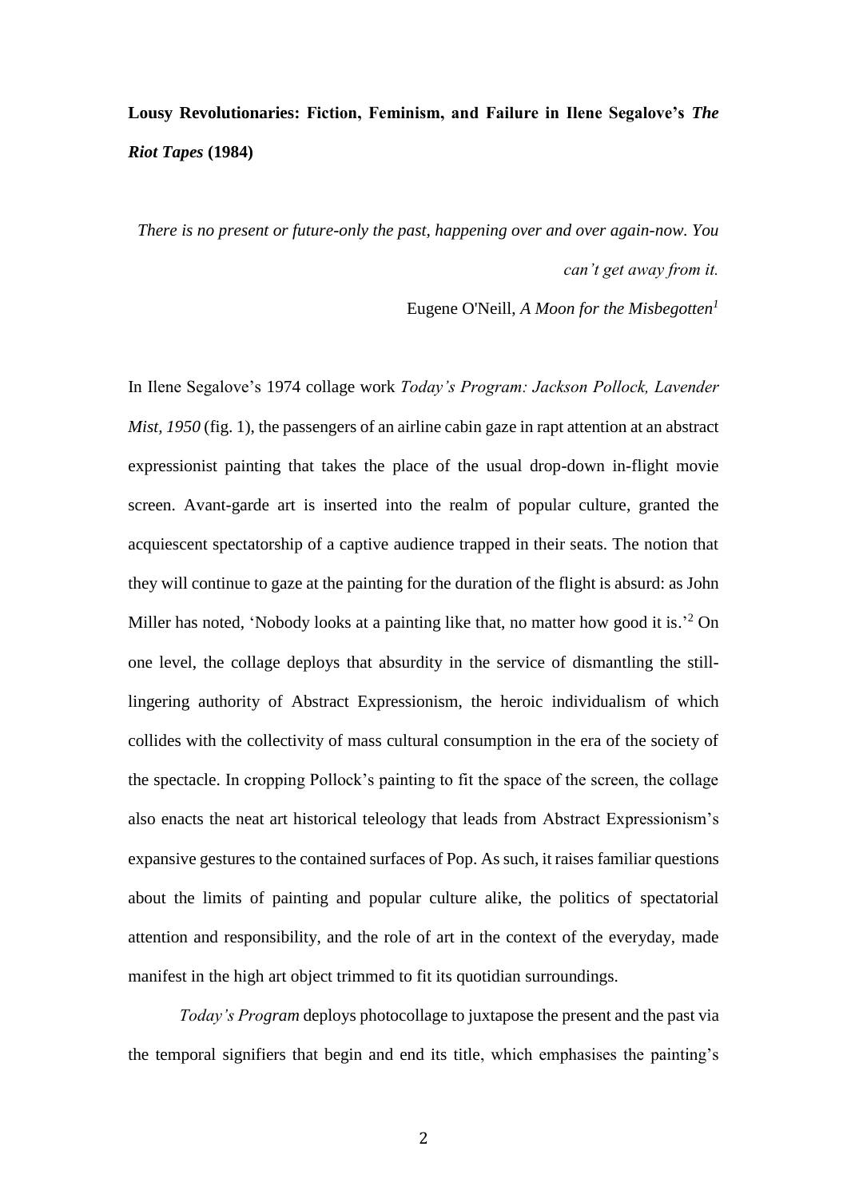**Lousy Revolutionaries: Fiction, Feminism, and Failure in Ilene Segalove's *The Riot Tapes* (1984)**

*There is no present or future-only the past, happening over and over again-now. You can't get away from it.*

Eugene O'Neill, *A Moon for the Misbegotten*[1]

In Ilene Segalove's 1974 collage work *Today's Program: Jackson Pollock, Lavender Mist, 1950* (fig. 1), the passengers of an airline cabin gaze in rapt attention at an abstract expressionist painting that takes the place of the usual drop-down in-flight movie screen. Avant-garde art is inserted into the realm of popular culture, granted the acquiescent spectatorship of a captive audience trapped in their seats. The notion that they will continue to gaze at the painting for the duration of the flight is absurd: as John Miller has noted, 'Nobody looks at a painting like that, no matter how good it is.'[2] On one level, the collage deploys that absurdity in the service of dismantling the still-lingering authority of Abstract Expressionism, the heroic individualism of which collides with the collectivity of mass cultural consumption in the era of the society of the spectacle. In cropping Pollock's painting to fit the space of the screen, the collage also enacts the neat art historical teleology that leads from Abstract Expressionism's expansive gestures to the contained surfaces of Pop. As such, it raises familiar questions about the limits of painting and popular culture alike, the politics of spectatorial attention and responsibility, and the role of art in the context of the everyday, made manifest in the high art object trimmed to fit its quotidian surroundings.

*Today's Program* deploys photocollage to juxtapose the present and the past via the temporal signifiers that begin and end its title, which emphasises the painting's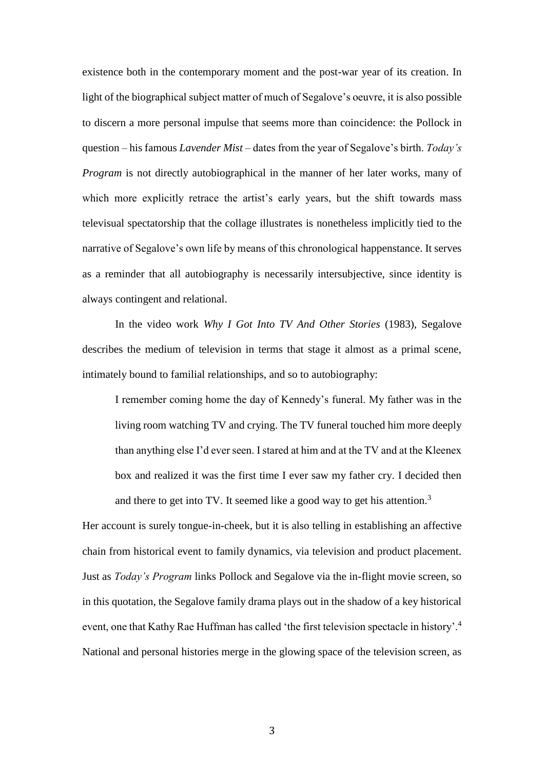existence both in the contemporary moment and the post-war year of its creation. In light of the biographical subject matter of much of Segalove's oeuvre, it is also possible to discern a more personal impulse that seems more than coincidence: the Pollock in question – his famous *Lavender Mist* – dates from the year of Segalove's birth. *Today's Program* is not directly autobiographical in the manner of her later works, many of which more explicitly retrace the artist's early years, but the shift towards mass televisual spectatorship that the collage illustrates is nonetheless implicitly tied to the narrative of Segalove's own life by means of this chronological happenstance. It serves as a reminder that all autobiography is necessarily intersubjective, since identity is always contingent and relational.

In the video work *Why I Got Into TV And Other Stories* (1983), Segalove describes the medium of television in terms that stage it almost as a primal scene, intimately bound to familial relationships, and so to autobiography:

> I remember coming home the day of Kennedy's funeral. My father was in the living room watching TV and crying. The TV funeral touched him more deeply than anything else I'd ever seen. I stared at him and at the TV and at the Kleenex box and realized it was the first time I ever saw my father cry. I decided then and there to get into TV. It seemed like a good way to get his attention.[3]

Her account is surely tongue-in-cheek, but it is also telling in establishing an affective chain from historical event to family dynamics, via television and product placement. Just as *Today's Program* links Pollock and Segalove via the in-flight movie screen, so in this quotation, the Segalove family drama plays out in the shadow of a key historical event, one that Kathy Rae Huffman has called 'the first television spectacle in history'.[4] National and personal histories merge in the glowing space of the television screen, as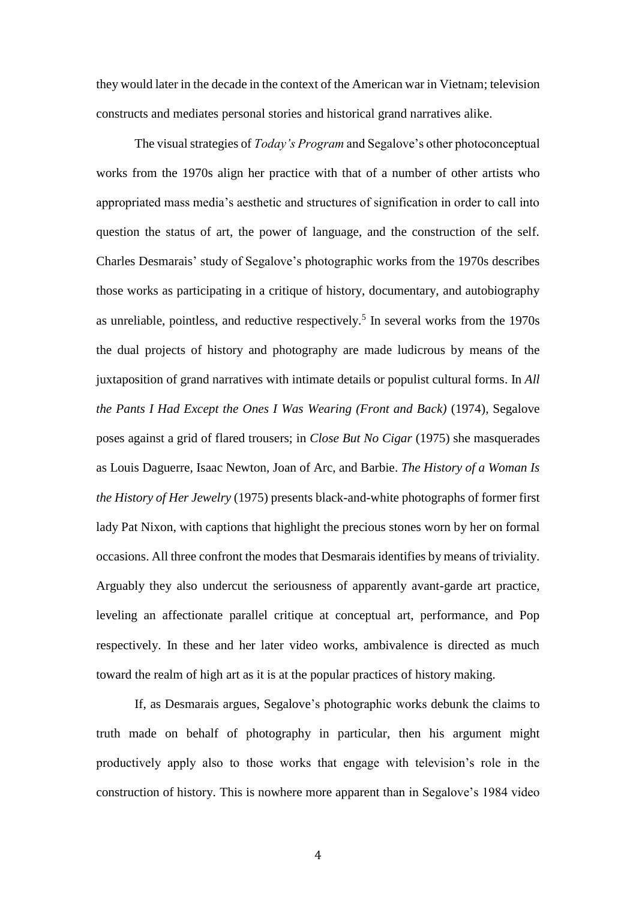they would later in the decade in the context of the American war in Vietnam; television constructs and mediates personal stories and historical grand narratives alike.

The visual strategies of *Today's Program* and Segalove's other photoconceptual works from the 1970s align her practice with that of a number of other artists who appropriated mass media's aesthetic and structures of signification in order to call into question the status of art, the power of language, and the construction of the self. Charles Desmarais' study of Segalove's photographic works from the 1970s describes those works as participating in a critique of history, documentary, and autobiography as unreliable, pointless, and reductive respectively.[5] In several works from the 1970s the dual projects of history and photography are made ludicrous by means of the juxtaposition of grand narratives with intimate details or populist cultural forms. In *All the Pants I Had Except the Ones I Was Wearing (Front and Back)* (1974), Segalove poses against a grid of flared trousers; in *Close But No Cigar* (1975) she masquerades as Louis Daguerre, Isaac Newton, Joan of Arc, and Barbie. *The History of a Woman Is the History of Her Jewelry* (1975) presents black-and-white photographs of former first lady Pat Nixon, with captions that highlight the precious stones worn by her on formal occasions. All three confront the modes that Desmarais identifies by means of triviality. Arguably they also undercut the seriousness of apparently avant-garde art practice, leveling an affectionate parallel critique at conceptual art, performance, and Pop respectively. In these and her later video works, ambivalence is directed as much toward the realm of high art as it is at the popular practices of history making.

If, as Desmarais argues, Segalove's photographic works debunk the claims to truth made on behalf of photography in particular, then his argument might productively apply also to those works that engage with television's role in the construction of history. This is nowhere more apparent than in Segalove's 1984 video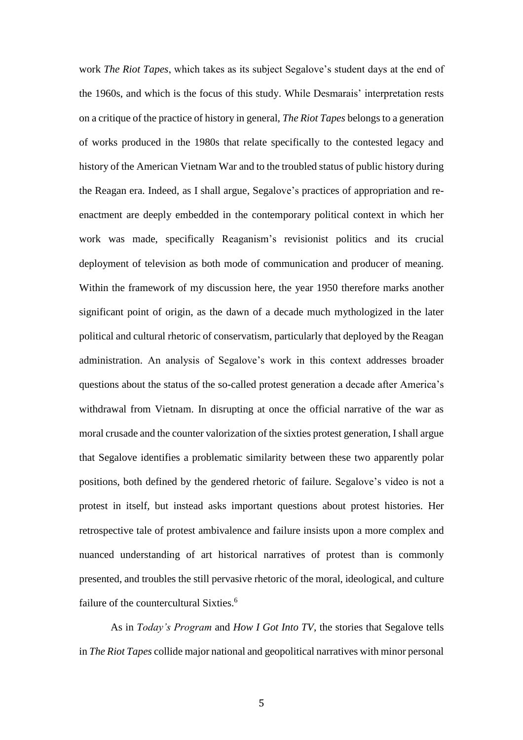work *The Riot Tapes*, which takes as its subject Segalove's student days at the end of the 1960s, and which is the focus of this study. While Desmarais' interpretation rests on a critique of the practice of history in general, *The Riot Tapes* belongs to a generation of works produced in the 1980s that relate specifically to the contested legacy and history of the American Vietnam War and to the troubled status of public history during the Reagan era. Indeed, as I shall argue, Segalove's practices of appropriation and re-enactment are deeply embedded in the contemporary political context in which her work was made, specifically Reaganism's revisionist politics and its crucial deployment of television as both mode of communication and producer of meaning. Within the framework of my discussion here, the year 1950 therefore marks another significant point of origin, as the dawn of a decade much mythologized in the later political and cultural rhetoric of conservatism, particularly that deployed by the Reagan administration. An analysis of Segalove's work in this context addresses broader questions about the status of the so-called protest generation a decade after America's withdrawal from Vietnam. In disrupting at once the official narrative of the war as moral crusade and the counter valorization of the sixties protest generation, I shall argue that Segalove identifies a problematic similarity between these two apparently polar positions, both defined by the gendered rhetoric of failure. Segalove's video is not a protest in itself, but instead asks important questions about protest histories. Her retrospective tale of protest ambivalence and failure insists upon a more complex and nuanced understanding of art historical narratives of protest than is commonly presented, and troubles the still pervasive rhetoric of the moral, ideological, and culture failure of the countercultural Sixties.[6]

As in *Today's Program* and *How I Got Into TV*, the stories that Segalove tells in *The Riot Tapes* collide major national and geopolitical narratives with minor personal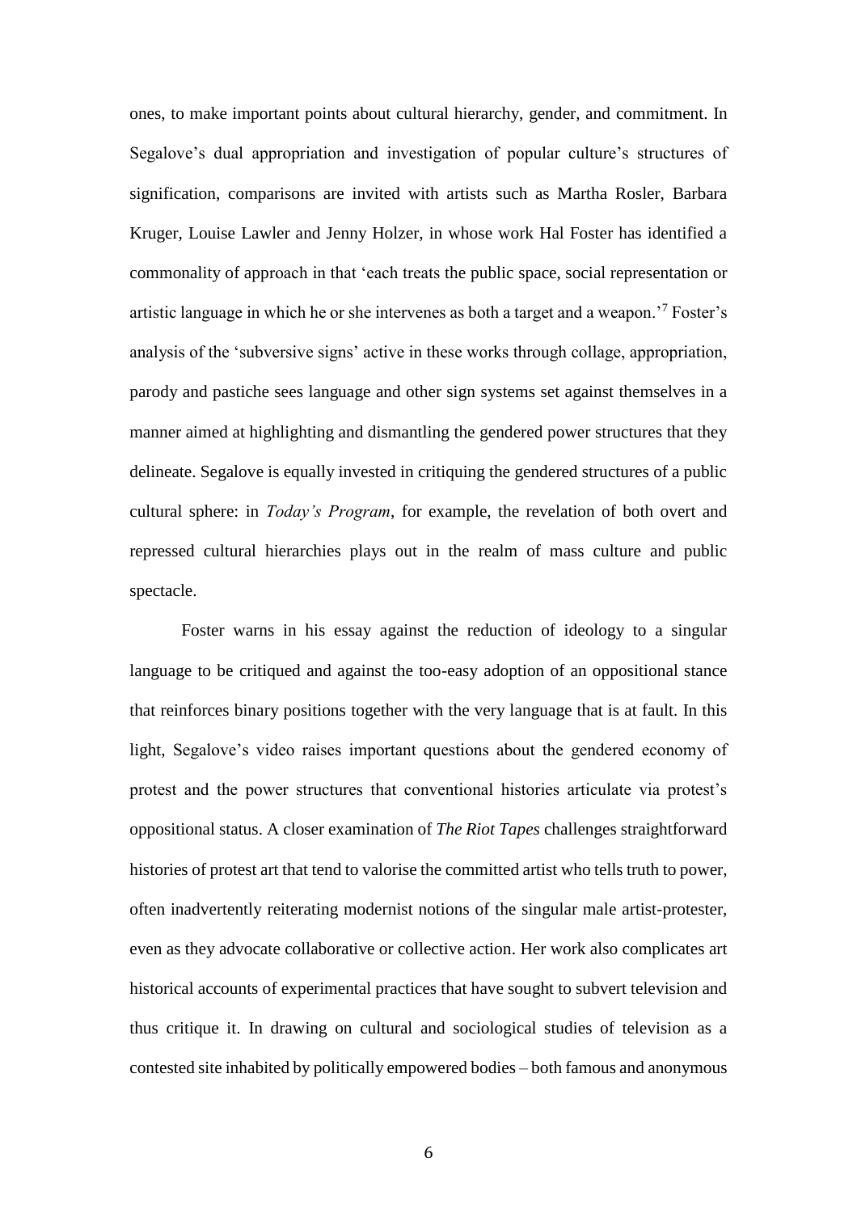ones, to make important points about cultural hierarchy, gender, and commitment. In Segalove's dual appropriation and investigation of popular culture's structures of signification, comparisons are invited with artists such as Martha Rosler, Barbara Kruger, Louise Lawler and Jenny Holzer, in whose work Hal Foster has identified a commonality of approach in that 'each treats the public space, social representation or artistic language in which he or she intervenes as both a target and a weapon.'[7] Foster's analysis of the 'subversive signs' active in these works through collage, appropriation, parody and pastiche sees language and other sign systems set against themselves in a manner aimed at highlighting and dismantling the gendered power structures that they delineate. Segalove is equally invested in critiquing the gendered structures of a public cultural sphere: in *Today's Program*, for example, the revelation of both overt and repressed cultural hierarchies plays out in the realm of mass culture and public spectacle.

Foster warns in his essay against the reduction of ideology to a singular language to be critiqued and against the too-easy adoption of an oppositional stance that reinforces binary positions together with the very language that is at fault. In this light, Segalove's video raises important questions about the gendered economy of protest and the power structures that conventional histories articulate via protest's oppositional status. A closer examination of *The Riot Tapes* challenges straightforward histories of protest art that tend to valorise the committed artist who tells truth to power, often inadvertently reiterating modernist notions of the singular male artist-protester, even as they advocate collaborative or collective action. Her work also complicates art historical accounts of experimental practices that have sought to subvert television and thus critique it. In drawing on cultural and sociological studies of television as a contested site inhabited by politically empowered bodies – both famous and anonymous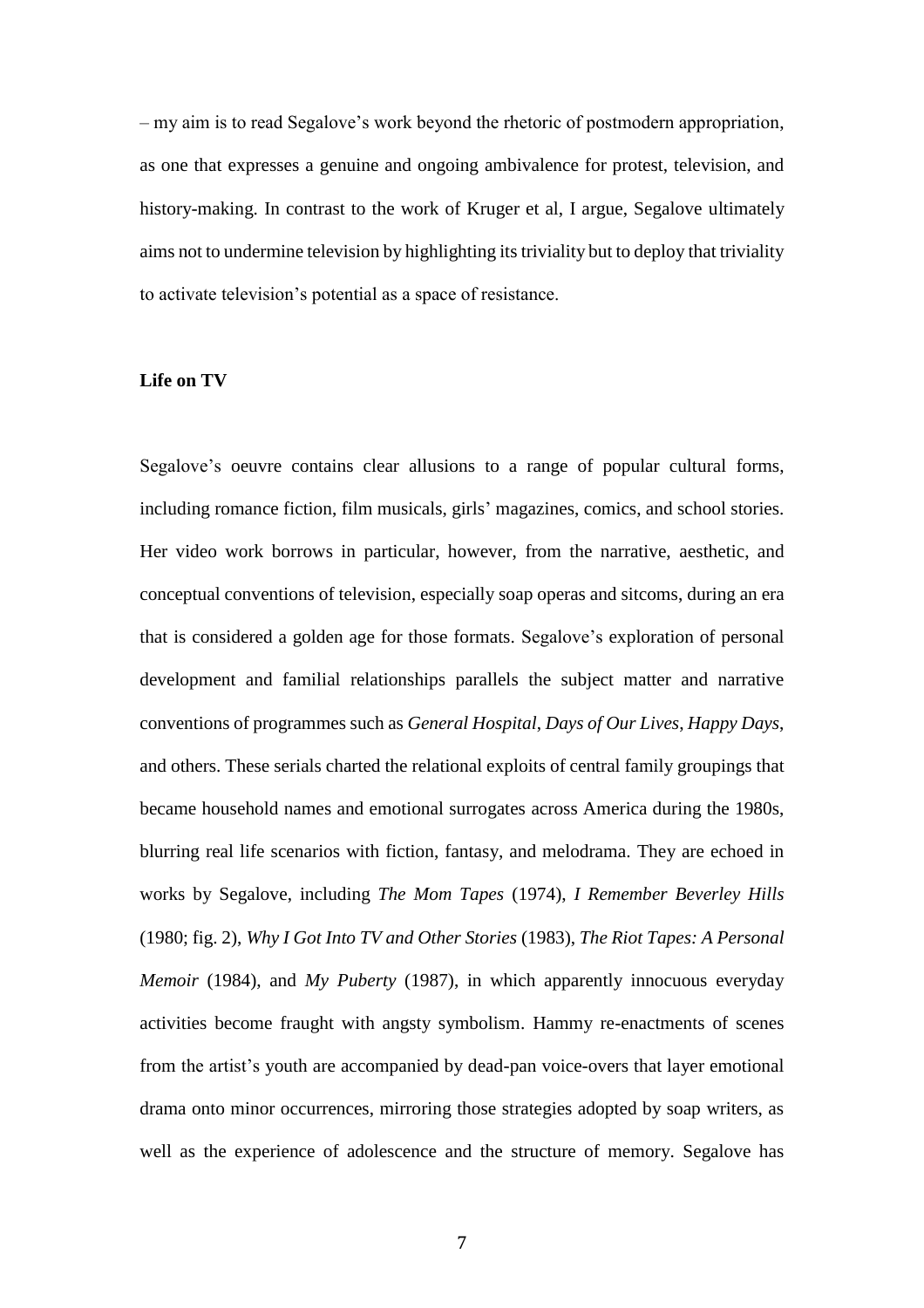– my aim is to read Segalove's work beyond the rhetoric of postmodern appropriation, as one that expresses a genuine and ongoing ambivalence for protest, television, and history-making. In contrast to the work of Kruger et al, I argue, Segalove ultimately aims not to undermine television by highlighting its triviality but to deploy that triviality to activate television's potential as a space of resistance.

**Life on TV**

Segalove's oeuvre contains clear allusions to a range of popular cultural forms, including romance fiction, film musicals, girls' magazines, comics, and school stories. Her video work borrows in particular, however, from the narrative, aesthetic, and conceptual conventions of television, especially soap operas and sitcoms, during an era that is considered a golden age for those formats. Segalove's exploration of personal development and familial relationships parallels the subject matter and narrative conventions of programmes such as *General Hospital*, *Days of Our Lives*, *Happy Days*, and others. These serials charted the relational exploits of central family groupings that became household names and emotional surrogates across America during the 1980s, blurring real life scenarios with fiction, fantasy, and melodrama. They are echoed in works by Segalove, including *The Mom Tapes* (1974), *I Remember Beverley Hills* (1980; fig. 2), *Why I Got Into TV and Other Stories* (1983), *The Riot Tapes: A Personal Memoir* (1984), and *My Puberty* (1987), in which apparently innocuous everyday activities become fraught with angsty symbolism. Hammy re-enactments of scenes from the artist's youth are accompanied by dead-pan voice-overs that layer emotional drama onto minor occurrences, mirroring those strategies adopted by soap writers, as well as the experience of adolescence and the structure of memory. Segalove has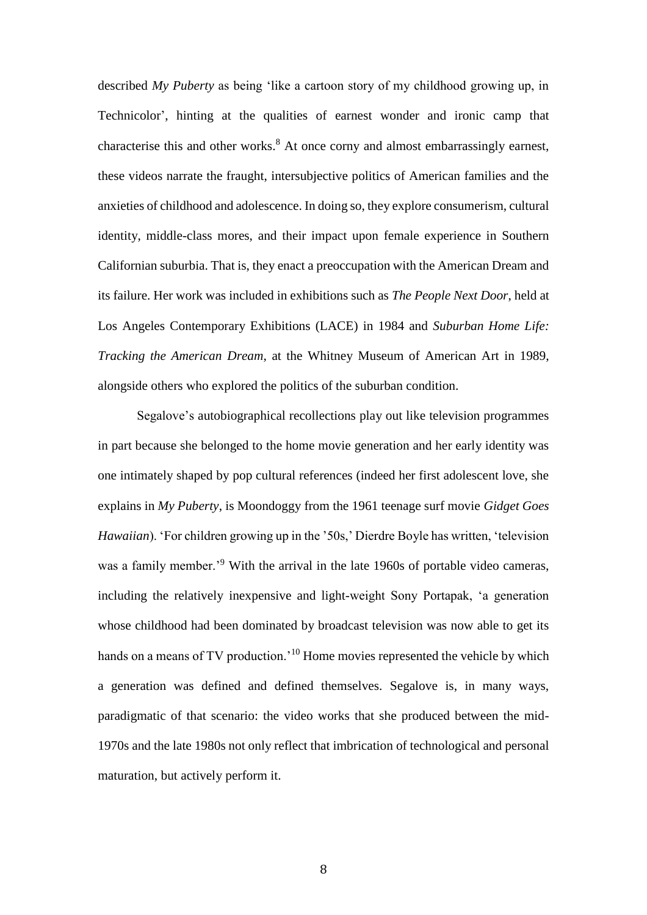described *My Puberty* as being 'like a cartoon story of my childhood growing up, in Technicolor', hinting at the qualities of earnest wonder and ironic camp that characterise this and other works.[8] At once corny and almost embarrassingly earnest, these videos narrate the fraught, intersubjective politics of American families and the anxieties of childhood and adolescence. In doing so, they explore consumerism, cultural identity, middle-class mores, and their impact upon female experience in Southern Californian suburbia. That is, they enact a preoccupation with the American Dream and its failure. Her work was included in exhibitions such as *The People Next Door*, held at Los Angeles Contemporary Exhibitions (LACE) in 1984 and *Suburban Home Life: Tracking the American Dream*, at the Whitney Museum of American Art in 1989, alongside others who explored the politics of the suburban condition.

Segalove's autobiographical recollections play out like television programmes in part because she belonged to the home movie generation and her early identity was one intimately shaped by pop cultural references (indeed her first adolescent love, she explains in *My Puberty*, is Moondoggy from the 1961 teenage surf movie *Gidget Goes Hawaiian*). 'For children growing up in the '50s,' Dierdre Boyle has written, 'television was a family member.'[9] With the arrival in the late 1960s of portable video cameras, including the relatively inexpensive and light-weight Sony Portapak, 'a generation whose childhood had been dominated by broadcast television was now able to get its hands on a means of TV production.'[10] Home movies represented the vehicle by which a generation was defined and defined themselves. Segalove is, in many ways, paradigmatic of that scenario: the video works that she produced between the mid-1970s and the late 1980s not only reflect that imbrication of technological and personal maturation, but actively perform it.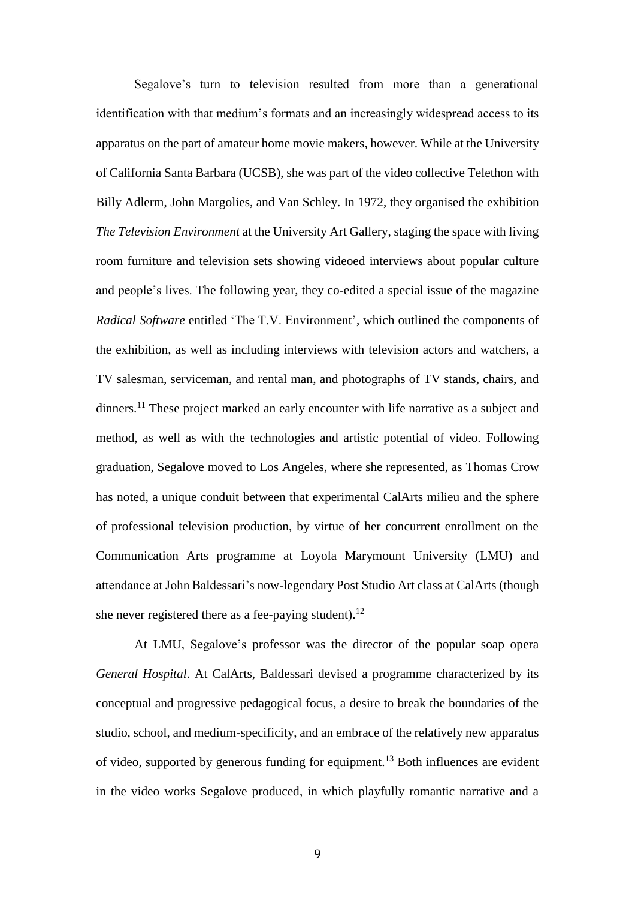Segalove's turn to television resulted from more than a generational identification with that medium's formats and an increasingly widespread access to its apparatus on the part of amateur home movie makers, however. While at the University of California Santa Barbara (UCSB), she was part of the video collective Telethon with Billy Adlerm, John Margolies, and Van Schley. In 1972, they organised the exhibition *The Television Environment* at the University Art Gallery, staging the space with living room furniture and television sets showing videoed interviews about popular culture and people's lives. The following year, they co-edited a special issue of the magazine *Radical Software* entitled 'The T.V. Environment', which outlined the components of the exhibition, as well as including interviews with television actors and watchers, a TV salesman, serviceman, and rental man, and photographs of TV stands, chairs, and dinners.[11] These project marked an early encounter with life narrative as a subject and method, as well as with the technologies and artistic potential of video. Following graduation, Segalove moved to Los Angeles, where she represented, as Thomas Crow has noted, a unique conduit between that experimental CalArts milieu and the sphere of professional television production, by virtue of her concurrent enrollment on the Communication Arts programme at Loyola Marymount University (LMU) and attendance at John Baldessari's now-legendary Post Studio Art class at CalArts (though she never registered there as a fee-paying student).[12]

At LMU, Segalove's professor was the director of the popular soap opera *General Hospital*. At CalArts, Baldessari devised a programme characterized by its conceptual and progressive pedagogical focus, a desire to break the boundaries of the studio, school, and medium-specificity, and an embrace of the relatively new apparatus of video, supported by generous funding for equipment.[13] Both influences are evident in the video works Segalove produced, in which playfully romantic narrative and a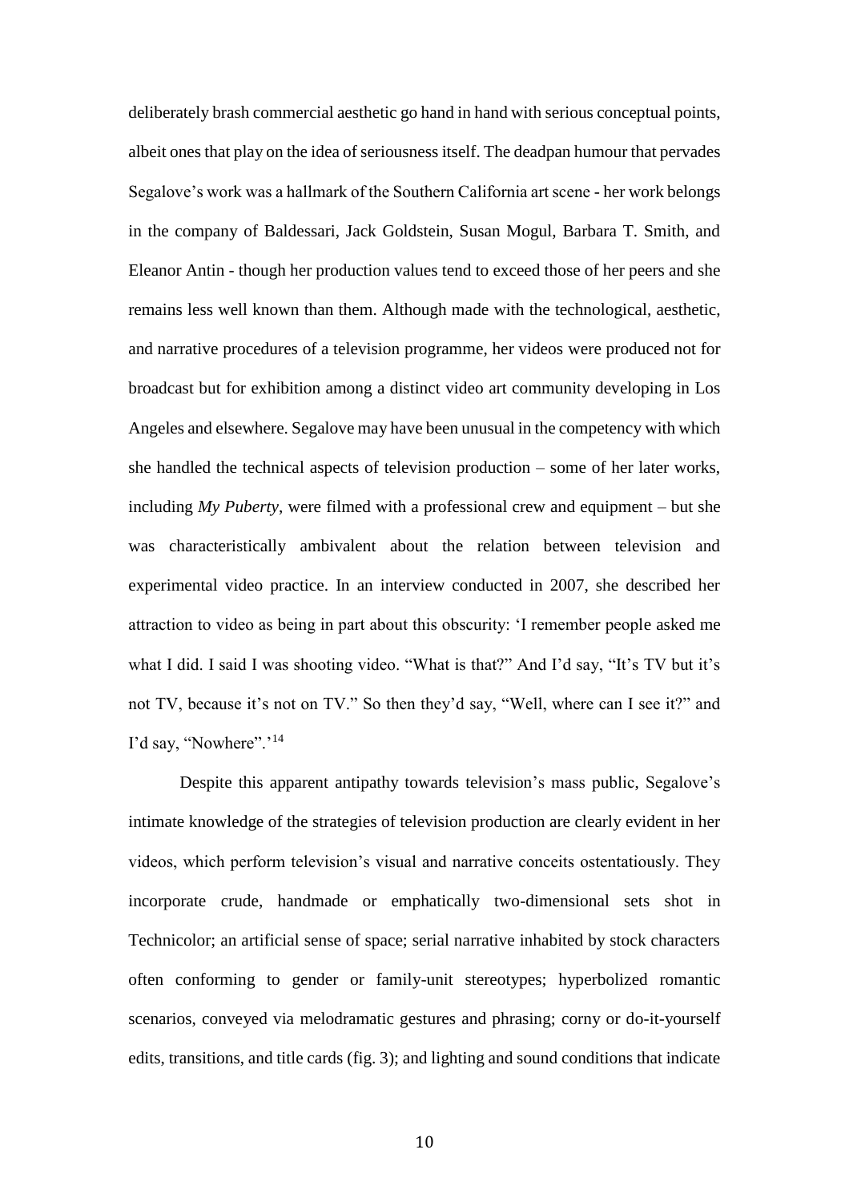deliberately brash commercial aesthetic go hand in hand with serious conceptual points, albeit ones that play on the idea of seriousness itself. The deadpan humour that pervades Segalove's work was a hallmark of the Southern California art scene - her work belongs in the company of Baldessari, Jack Goldstein, Susan Mogul, Barbara T. Smith, and Eleanor Antin - though her production values tend to exceed those of her peers and she remains less well known than them. Although made with the technological, aesthetic, and narrative procedures of a television programme, her videos were produced not for broadcast but for exhibition among a distinct video art community developing in Los Angeles and elsewhere. Segalove may have been unusual in the competency with which she handled the technical aspects of television production – some of her later works, including *My Puberty*, were filmed with a professional crew and equipment – but she was characteristically ambivalent about the relation between television and experimental video practice. In an interview conducted in 2007, she described her attraction to video as being in part about this obscurity: 'I remember people asked me what I did. I said I was shooting video. "What is that?" And I'd say, "It's TV but it's not TV, because it's not on TV." So then they'd say, "Well, where can I see it?" and I'd say, "Nowhere".'[14]

Despite this apparent antipathy towards television's mass public, Segalove's intimate knowledge of the strategies of television production are clearly evident in her videos, which perform television's visual and narrative conceits ostentatiously. They incorporate crude, handmade or emphatically two-dimensional sets shot in Technicolor; an artificial sense of space; serial narrative inhabited by stock characters often conforming to gender or family-unit stereotypes; hyperbolized romantic scenarios, conveyed via melodramatic gestures and phrasing; corny or do-it-yourself edits, transitions, and title cards (fig. 3); and lighting and sound conditions that indicate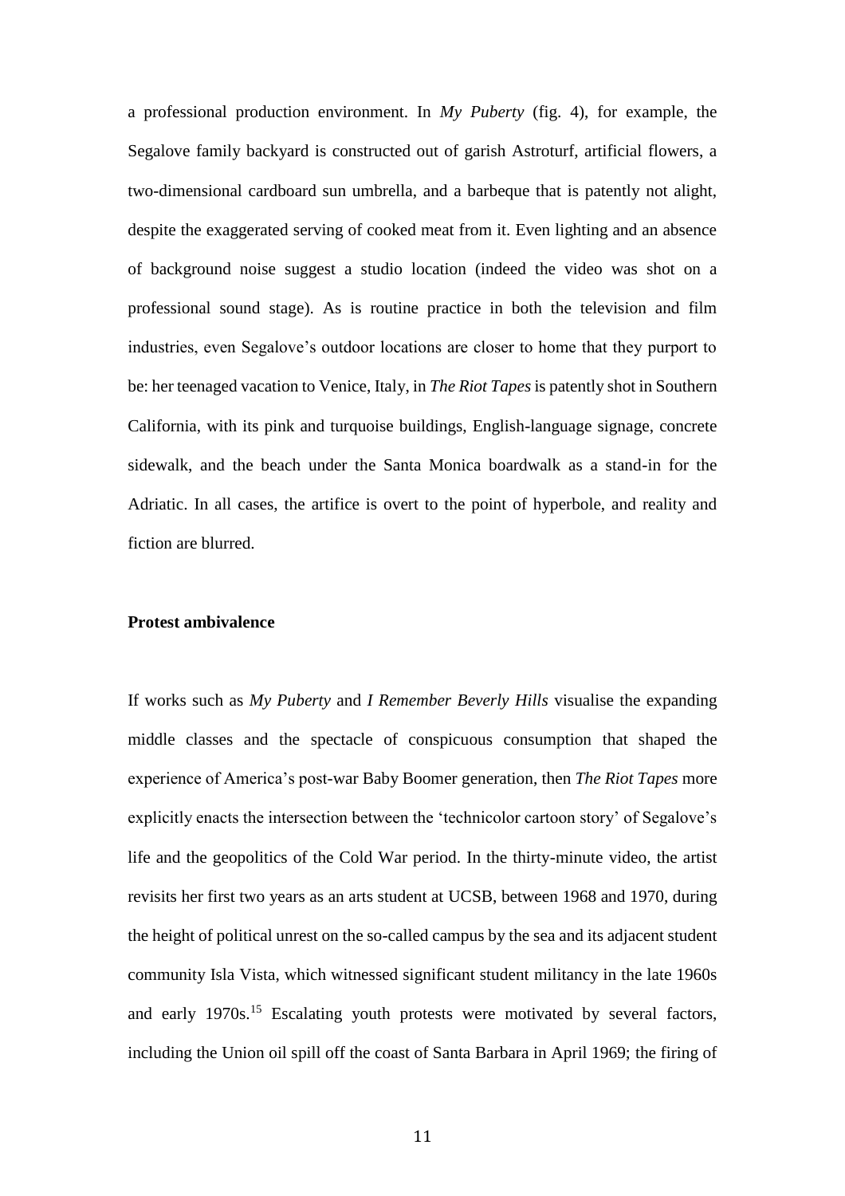a professional production environment. In *My Puberty* (fig. 4), for example, the Segalove family backyard is constructed out of garish Astroturf, artificial flowers, a two-dimensional cardboard sun umbrella, and a barbeque that is patently not alight, despite the exaggerated serving of cooked meat from it. Even lighting and an absence of background noise suggest a studio location (indeed the video was shot on a professional sound stage). As is routine practice in both the television and film industries, even Segalove's outdoor locations are closer to home that they purport to be: her teenaged vacation to Venice, Italy, in *The Riot Tapes* is patently shot in Southern California, with its pink and turquoise buildings, English-language signage, concrete sidewalk, and the beach under the Santa Monica boardwalk as a stand-in for the Adriatic. In all cases, the artifice is overt to the point of hyperbole, and reality and fiction are blurred.

**Protest ambivalence**

If works such as *My Puberty* and *I Remember Beverly Hills* visualise the expanding middle classes and the spectacle of conspicuous consumption that shaped the experience of America's post-war Baby Boomer generation, then *The Riot Tapes* more explicitly enacts the intersection between the 'technicolor cartoon story' of Segalove's life and the geopolitics of the Cold War period. In the thirty-minute video, the artist revisits her first two years as an arts student at UCSB, between 1968 and 1970, during the height of political unrest on the so-called campus by the sea and its adjacent student community Isla Vista, which witnessed significant student militancy in the late 1960s and early 1970s.[15] Escalating youth protests were motivated by several factors, including the Union oil spill off the coast of Santa Barbara in April 1969; the firing of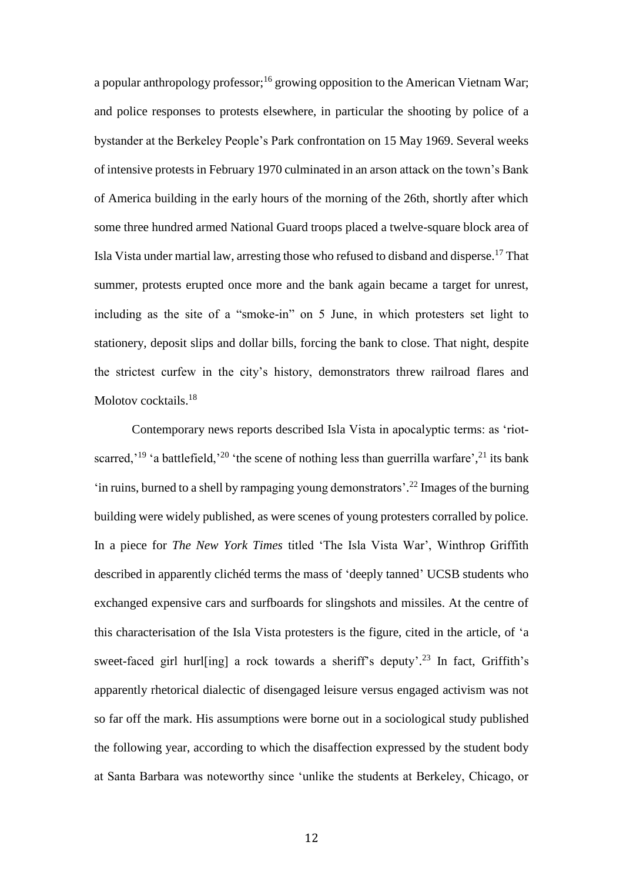a popular anthropology professor;[16] growing opposition to the American Vietnam War; and police responses to protests elsewhere, in particular the shooting by police of a bystander at the Berkeley People's Park confrontation on 15 May 1969. Several weeks of intensive protests in February 1970 culminated in an arson attack on the town's Bank of America building in the early hours of the morning of the 26th, shortly after which some three hundred armed National Guard troops placed a twelve-square block area of Isla Vista under martial law, arresting those who refused to disband and disperse.[17] That summer, protests erupted once more and the bank again became a target for unrest, including as the site of a "smoke-in" on 5 June, in which protesters set light to stationery, deposit slips and dollar bills, forcing the bank to close. That night, despite the strictest curfew in the city's history, demonstrators threw railroad flares and Molotov cocktails.[18]

Contemporary news reports described Isla Vista in apocalyptic terms: as 'riot-scarred,'[19] 'a battlefield,'[20] 'the scene of nothing less than guerrilla warfare',[21] its bank 'in ruins, burned to a shell by rampaging young demonstrators'.[22] Images of the burning building were widely published, as were scenes of young protesters corralled by police. In a piece for *The New York Times* titled 'The Isla Vista War', Winthrop Griffith described in apparently clichéd terms the mass of 'deeply tanned' UCSB students who exchanged expensive cars and surfboards for slingshots and missiles. At the centre of this characterisation of the Isla Vista protesters is the figure, cited in the article, of 'a sweet-faced girl hurl[ing] a rock towards a sheriff's deputy'.[23] In fact, Griffith's apparently rhetorical dialectic of disengaged leisure versus engaged activism was not so far off the mark. His assumptions were borne out in a sociological study published the following year, according to which the disaffection expressed by the student body at Santa Barbara was noteworthy since 'unlike the students at Berkeley, Chicago, or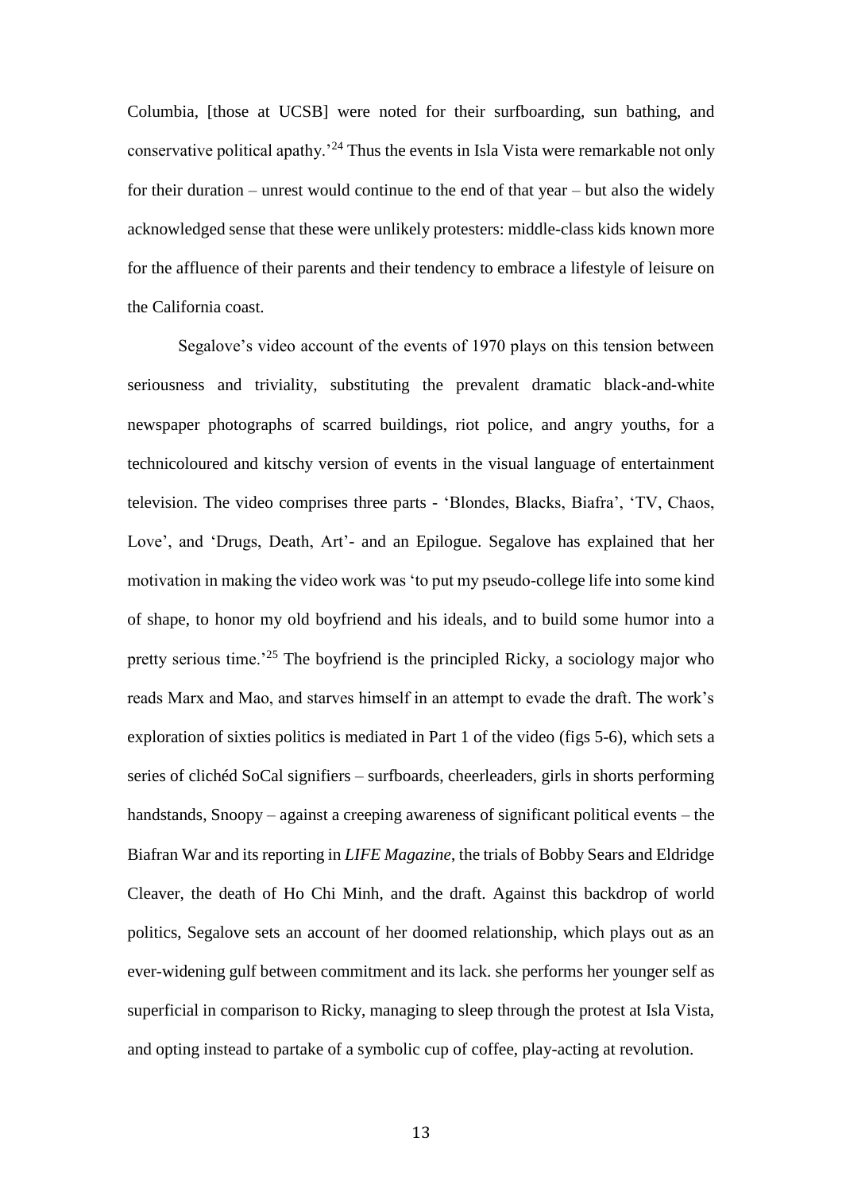Columbia, [those at UCSB] were noted for their surfboarding, sun bathing, and conservative political apathy.'[24] Thus the events in Isla Vista were remarkable not only for their duration – unrest would continue to the end of that year – but also the widely acknowledged sense that these were unlikely protesters: middle-class kids known more for the affluence of their parents and their tendency to embrace a lifestyle of leisure on the California coast.

Segalove's video account of the events of 1970 plays on this tension between seriousness and triviality, substituting the prevalent dramatic black-and-white newspaper photographs of scarred buildings, riot police, and angry youths, for a technicoloured and kitschy version of events in the visual language of entertainment television. The video comprises three parts - 'Blondes, Blacks, Biafra', 'TV, Chaos, Love', and 'Drugs, Death, Art'- and an Epilogue. Segalove has explained that her motivation in making the video work was 'to put my pseudo-college life into some kind of shape, to honor my old boyfriend and his ideals, and to build some humor into a pretty serious time.'[25] The boyfriend is the principled Ricky, a sociology major who reads Marx and Mao, and starves himself in an attempt to evade the draft. The work's exploration of sixties politics is mediated in Part 1 of the video (figs 5-6), which sets a series of clichéd SoCal signifiers – surfboards, cheerleaders, girls in shorts performing handstands, Snoopy – against a creeping awareness of significant political events – the Biafran War and its reporting in *LIFE Magazine*, the trials of Bobby Sears and Eldridge Cleaver, the death of Ho Chi Minh, and the draft. Against this backdrop of world politics, Segalove sets an account of her doomed relationship, which plays out as an ever-widening gulf between commitment and its lack. she performs her younger self as superficial in comparison to Ricky, managing to sleep through the protest at Isla Vista, and opting instead to partake of a symbolic cup of coffee, play-acting at revolution.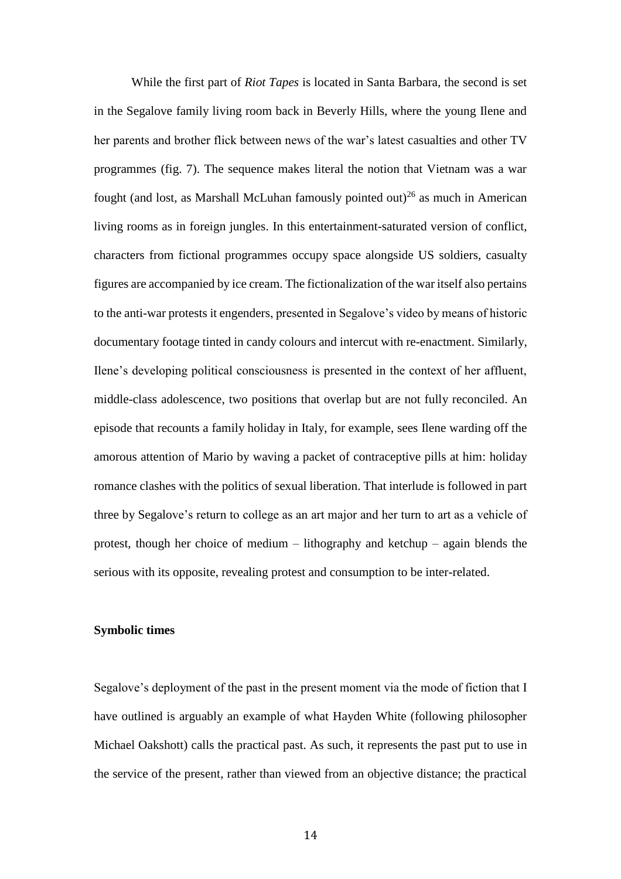While the first part of *Riot Tapes* is located in Santa Barbara, the second is set in the Segalove family living room back in Beverly Hills, where the young Ilene and her parents and brother flick between news of the war's latest casualties and other TV programmes (fig. 7). The sequence makes literal the notion that Vietnam was a war fought (and lost, as Marshall McLuhan famously pointed out)[26] as much in American living rooms as in foreign jungles. In this entertainment-saturated version of conflict, characters from fictional programmes occupy space alongside US soldiers, casualty figures are accompanied by ice cream. The fictionalization of the war itself also pertains to the anti-war protests it engenders, presented in Segalove's video by means of historic documentary footage tinted in candy colours and intercut with re-enactment. Similarly, Ilene's developing political consciousness is presented in the context of her affluent, middle-class adolescence, two positions that overlap but are not fully reconciled. An episode that recounts a family holiday in Italy, for example, sees Ilene warding off the amorous attention of Mario by waving a packet of contraceptive pills at him: holiday romance clashes with the politics of sexual liberation. That interlude is followed in part three by Segalove's return to college as an art major and her turn to art as a vehicle of protest, though her choice of medium – lithography and ketchup – again blends the serious with its opposite, revealing protest and consumption to be inter-related.

**Symbolic times**

Segalove's deployment of the past in the present moment via the mode of fiction that I have outlined is arguably an example of what Hayden White (following philosopher Michael Oakshott) calls the practical past. As such, it represents the past put to use in the service of the present, rather than viewed from an objective distance; the practical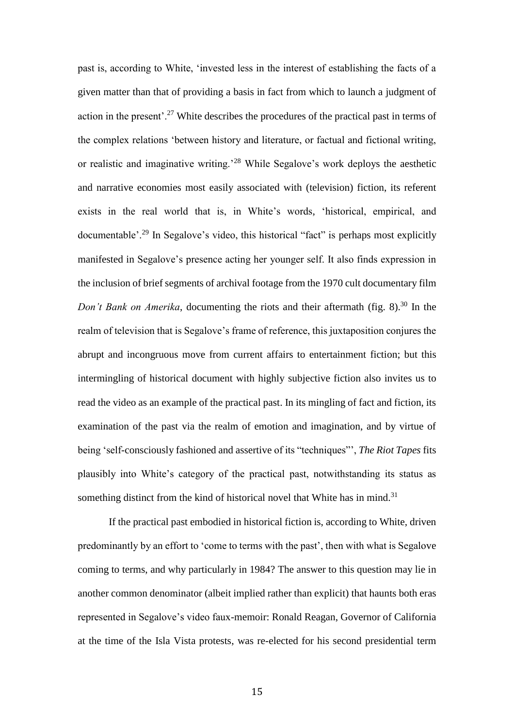past is, according to White, 'invested less in the interest of establishing the facts of a given matter than that of providing a basis in fact from which to launch a judgment of action in the present'.[27] White describes the procedures of the practical past in terms of the complex relations 'between history and literature, or factual and fictional writing, or realistic and imaginative writing.'[28] While Segalove's work deploys the aesthetic and narrative economies most easily associated with (television) fiction, its referent exists in the real world that is, in White's words, 'historical, empirical, and documentable'.[29] In Segalove's video, this historical "fact" is perhaps most explicitly manifested in Segalove's presence acting her younger self. It also finds expression in the inclusion of brief segments of archival footage from the 1970 cult documentary film *Don't Bank on Amerika*, documenting the riots and their aftermath (fig. 8).[30] In the realm of television that is Segalove's frame of reference, this juxtaposition conjures the abrupt and incongruous move from current affairs to entertainment fiction; but this intermingling of historical document with highly subjective fiction also invites us to read the video as an example of the practical past. In its mingling of fact and fiction, its examination of the past via the realm of emotion and imagination, and by virtue of being 'self-consciously fashioned and assertive of its "techniques"', *The Riot Tapes* fits plausibly into White's category of the practical past, notwithstanding its status as something distinct from the kind of historical novel that White has in mind.[31]

If the practical past embodied in historical fiction is, according to White, driven predominantly by an effort to 'come to terms with the past', then with what is Segalove coming to terms, and why particularly in 1984? The answer to this question may lie in another common denominator (albeit implied rather than explicit) that haunts both eras represented in Segalove's video faux-memoir: Ronald Reagan, Governor of California at the time of the Isla Vista protests, was re-elected for his second presidential term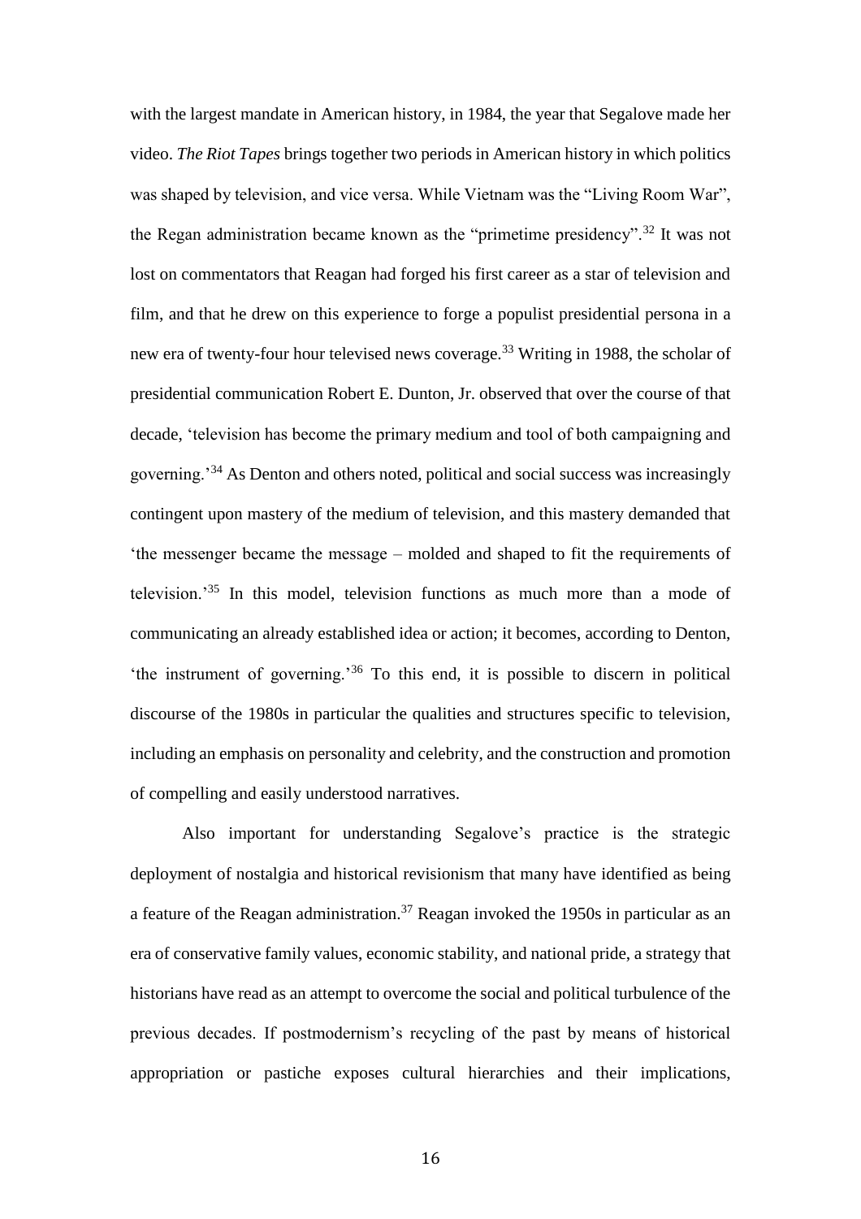with the largest mandate in American history, in 1984, the year that Segalove made her video. *The Riot Tapes* brings together two periods in American history in which politics was shaped by television, and vice versa. While Vietnam was the "Living Room War", the Regan administration became known as the "primetime presidency".[32] It was not lost on commentators that Reagan had forged his first career as a star of television and film, and that he drew on this experience to forge a populist presidential persona in a new era of twenty-four hour televised news coverage.[33] Writing in 1988, the scholar of presidential communication Robert E. Dunton, Jr. observed that over the course of that decade, 'television has become the primary medium and tool of both campaigning and governing.'[34] As Denton and others noted, political and social success was increasingly contingent upon mastery of the medium of television, and this mastery demanded that 'the messenger became the message – molded and shaped to fit the requirements of television.'[35] In this model, television functions as much more than a mode of communicating an already established idea or action; it becomes, according to Denton, 'the instrument of governing.'[36] To this end, it is possible to discern in political discourse of the 1980s in particular the qualities and structures specific to television, including an emphasis on personality and celebrity, and the construction and promotion of compelling and easily understood narratives.

Also important for understanding Segalove's practice is the strategic deployment of nostalgia and historical revisionism that many have identified as being a feature of the Reagan administration.[37] Reagan invoked the 1950s in particular as an era of conservative family values, economic stability, and national pride, a strategy that historians have read as an attempt to overcome the social and political turbulence of the previous decades. If postmodernism's recycling of the past by means of historical appropriation or pastiche exposes cultural hierarchies and their implications,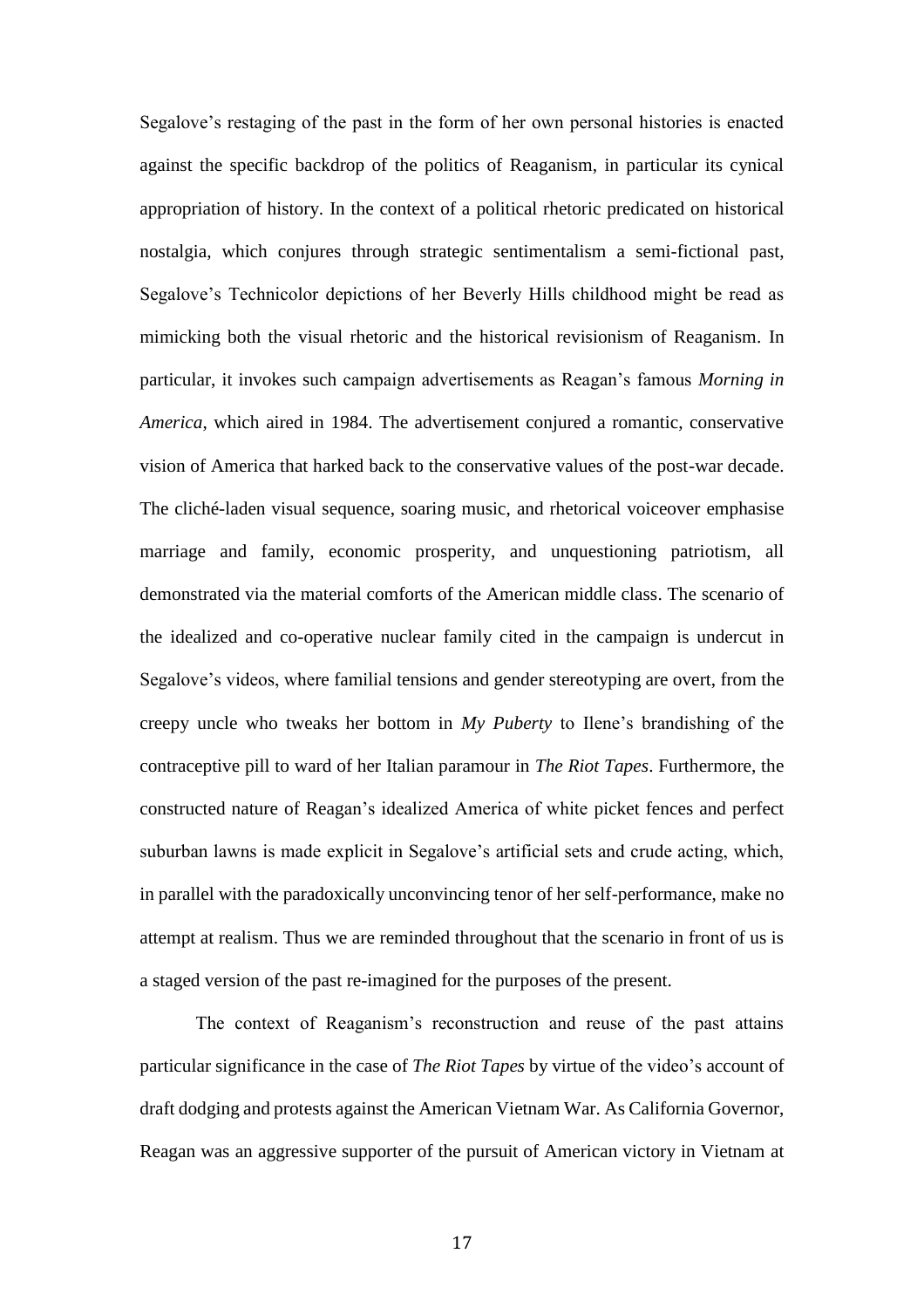Segalove's restaging of the past in the form of her own personal histories is enacted against the specific backdrop of the politics of Reaganism, in particular its cynical appropriation of history. In the context of a political rhetoric predicated on historical nostalgia, which conjures through strategic sentimentalism a semi-fictional past, Segalove's Technicolor depictions of her Beverly Hills childhood might be read as mimicking both the visual rhetoric and the historical revisionism of Reaganism. In particular, it invokes such campaign advertisements as Reagan's famous *Morning in America*, which aired in 1984. The advertisement conjured a romantic, conservative vision of America that harked back to the conservative values of the post-war decade. The cliché-laden visual sequence, soaring music, and rhetorical voiceover emphasise marriage and family, economic prosperity, and unquestioning patriotism, all demonstrated via the material comforts of the American middle class. The scenario of the idealized and co-operative nuclear family cited in the campaign is undercut in Segalove's videos, where familial tensions and gender stereotyping are overt, from the creepy uncle who tweaks her bottom in *My Puberty* to Ilene's brandishing of the contraceptive pill to ward of her Italian paramour in *The Riot Tapes*. Furthermore, the constructed nature of Reagan's idealized America of white picket fences and perfect suburban lawns is made explicit in Segalove's artificial sets and crude acting, which, in parallel with the paradoxically unconvincing tenor of her self-performance, make no attempt at realism. Thus we are reminded throughout that the scenario in front of us is a staged version of the past re-imagined for the purposes of the present.

The context of Reaganism's reconstruction and reuse of the past attains particular significance in the case of *The Riot Tapes* by virtue of the video's account of draft dodging and protests against the American Vietnam War. As California Governor, Reagan was an aggressive supporter of the pursuit of American victory in Vietnam at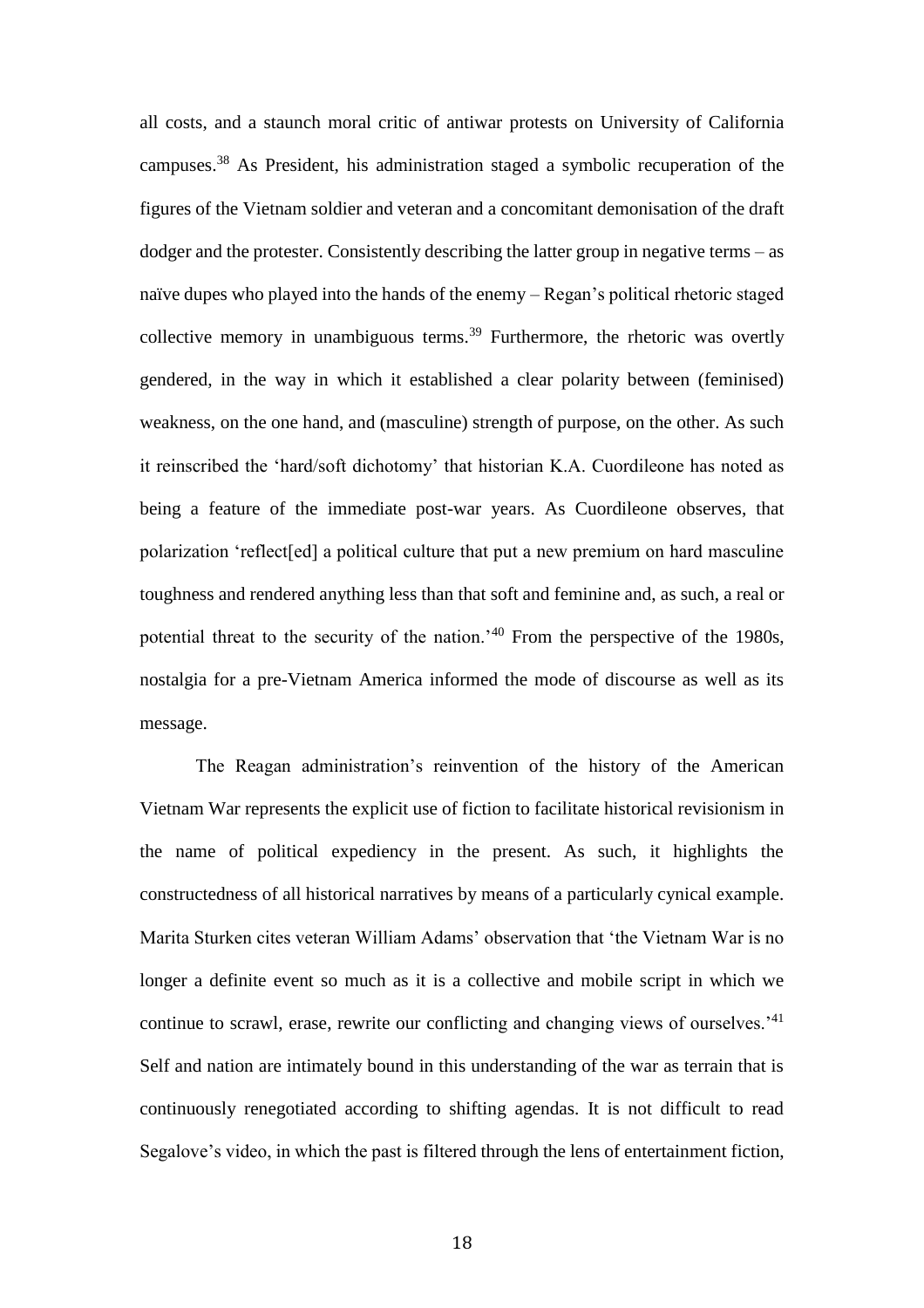all costs, and a staunch moral critic of antiwar protests on University of California campuses.[38] As President, his administration staged a symbolic recuperation of the figures of the Vietnam soldier and veteran and a concomitant demonisation of the draft dodger and the protester. Consistently describing the latter group in negative terms – as naïve dupes who played into the hands of the enemy – Regan's political rhetoric staged collective memory in unambiguous terms.[39] Furthermore, the rhetoric was overtly gendered, in the way in which it established a clear polarity between (feminised) weakness, on the one hand, and (masculine) strength of purpose, on the other. As such it reinscribed the 'hard/soft dichotomy' that historian K.A. Cuordileone has noted as being a feature of the immediate post-war years. As Cuordileone observes, that polarization 'reflect[ed] a political culture that put a new premium on hard masculine toughness and rendered anything less than that soft and feminine and, as such, a real or potential threat to the security of the nation.'[40] From the perspective of the 1980s, nostalgia for a pre-Vietnam America informed the mode of discourse as well as its message.

The Reagan administration's reinvention of the history of the American Vietnam War represents the explicit use of fiction to facilitate historical revisionism in the name of political expediency in the present. As such, it highlights the constructedness of all historical narratives by means of a particularly cynical example. Marita Sturken cites veteran William Adams' observation that 'the Vietnam War is no longer a definite event so much as it is a collective and mobile script in which we continue to scrawl, erase, rewrite our conflicting and changing views of ourselves.'[41] Self and nation are intimately bound in this understanding of the war as terrain that is continuously renegotiated according to shifting agendas. It is not difficult to read Segalove's video, in which the past is filtered through the lens of entertainment fiction,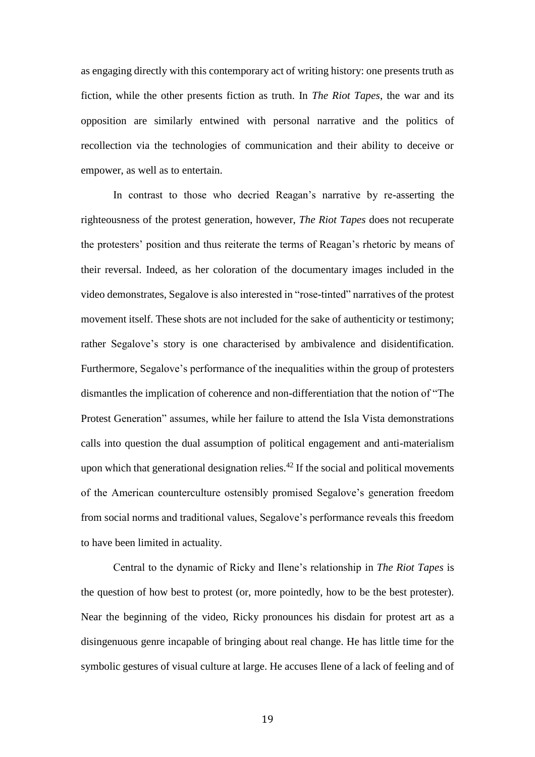as engaging directly with this contemporary act of writing history: one presents truth as fiction, while the other presents fiction as truth. In *The Riot Tapes*, the war and its opposition are similarly entwined with personal narrative and the politics of recollection via the technologies of communication and their ability to deceive or empower, as well as to entertain.

In contrast to those who decried Reagan's narrative by re-asserting the righteousness of the protest generation, however, *The Riot Tapes* does not recuperate the protesters' position and thus reiterate the terms of Reagan's rhetoric by means of their reversal. Indeed, as her coloration of the documentary images included in the video demonstrates, Segalove is also interested in "rose-tinted" narratives of the protest movement itself. These shots are not included for the sake of authenticity or testimony; rather Segalove's story is one characterised by ambivalence and disidentification. Furthermore, Segalove's performance of the inequalities within the group of protesters dismantles the implication of coherence and non-differentiation that the notion of "The Protest Generation" assumes, while her failure to attend the Isla Vista demonstrations calls into question the dual assumption of political engagement and anti-materialism upon which that generational designation relies.[42] If the social and political movements of the American counterculture ostensibly promised Segalove's generation freedom from social norms and traditional values, Segalove's performance reveals this freedom to have been limited in actuality.

Central to the dynamic of Ricky and Ilene's relationship in *The Riot Tapes* is the question of how best to protest (or, more pointedly, how to be the best protester). Near the beginning of the video, Ricky pronounces his disdain for protest art as a disingenuous genre incapable of bringing about real change. He has little time for the symbolic gestures of visual culture at large. He accuses Ilene of a lack of feeling and of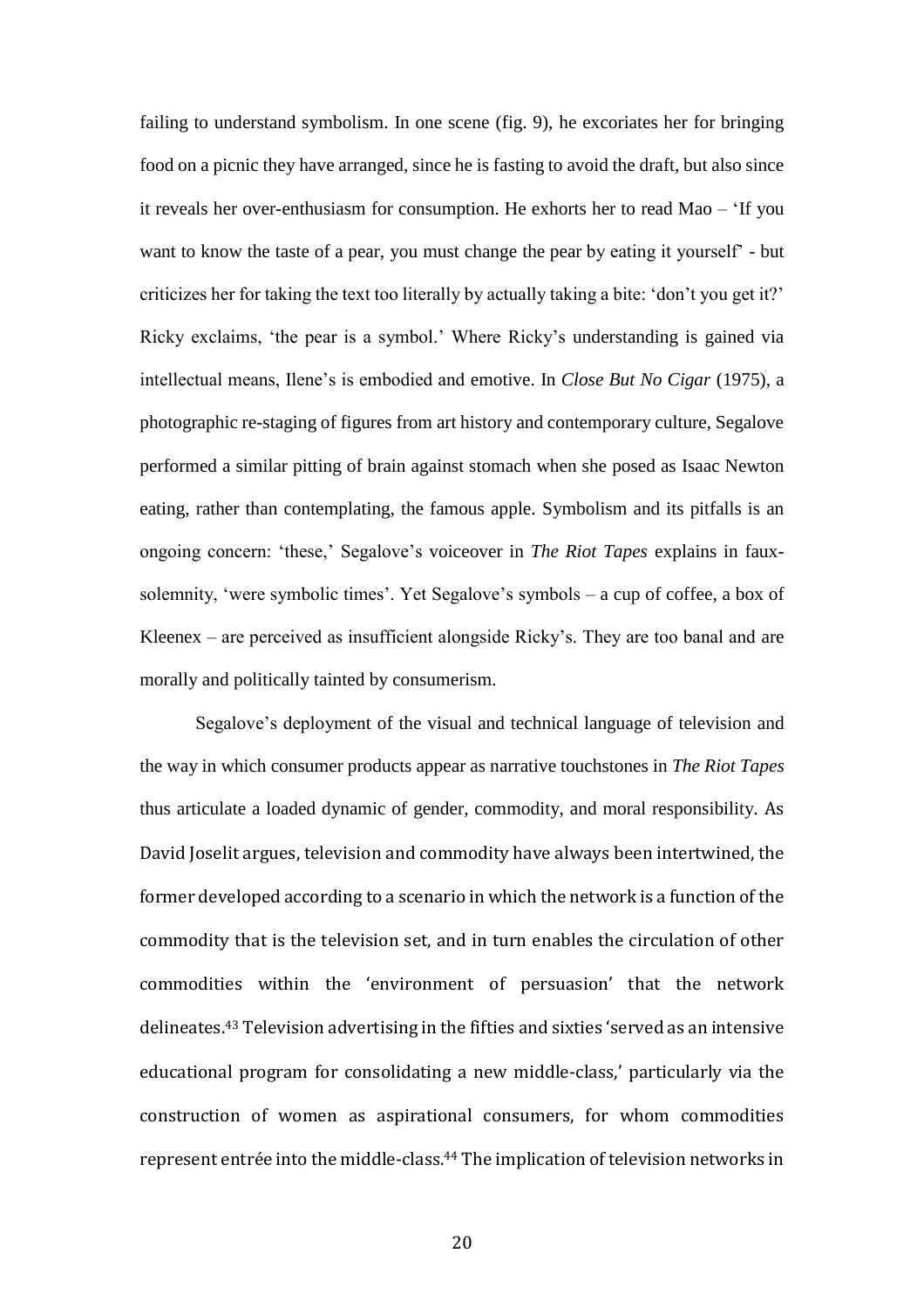failing to understand symbolism. In one scene (fig. 9), he excoriates her for bringing food on a picnic they have arranged, since he is fasting to avoid the draft, but also since it reveals her over-enthusiasm for consumption. He exhorts her to read Mao – 'If you want to know the taste of a pear, you must change the pear by eating it yourself' - but criticizes her for taking the text too literally by actually taking a bite: 'don't you get it?' Ricky exclaims, 'the pear is a symbol.' Where Ricky's understanding is gained via intellectual means, Ilene's is embodied and emotive. In *Close But No Cigar* (1975), a photographic re-staging of figures from art history and contemporary culture, Segalove performed a similar pitting of brain against stomach when she posed as Isaac Newton eating, rather than contemplating, the famous apple. Symbolism and its pitfalls is an ongoing concern: 'these,' Segalove's voiceover in *The Riot Tapes* explains in faux-solemnity, 'were symbolic times'. Yet Segalove's symbols – a cup of coffee, a box of Kleenex – are perceived as insufficient alongside Ricky's. They are too banal and are morally and politically tainted by consumerism.

Segalove's deployment of the visual and technical language of television and the way in which consumer products appear as narrative touchstones in *The Riot Tapes* thus articulate a loaded dynamic of gender, commodity, and moral responsibility. As David Joselit argues, television and commodity have always been intertwined, the former developed according to a scenario in which the network is a function of the commodity that is the television set, and in turn enables the circulation of other commodities within the 'environment of persuasion' that the network delineates.[43] Television advertising in the fifties and sixties 'served as an intensive educational program for consolidating a new middle-class,' particularly via the construction of women as aspirational consumers, for whom commodities represent entrée into the middle-class.[44] The implication of television networks in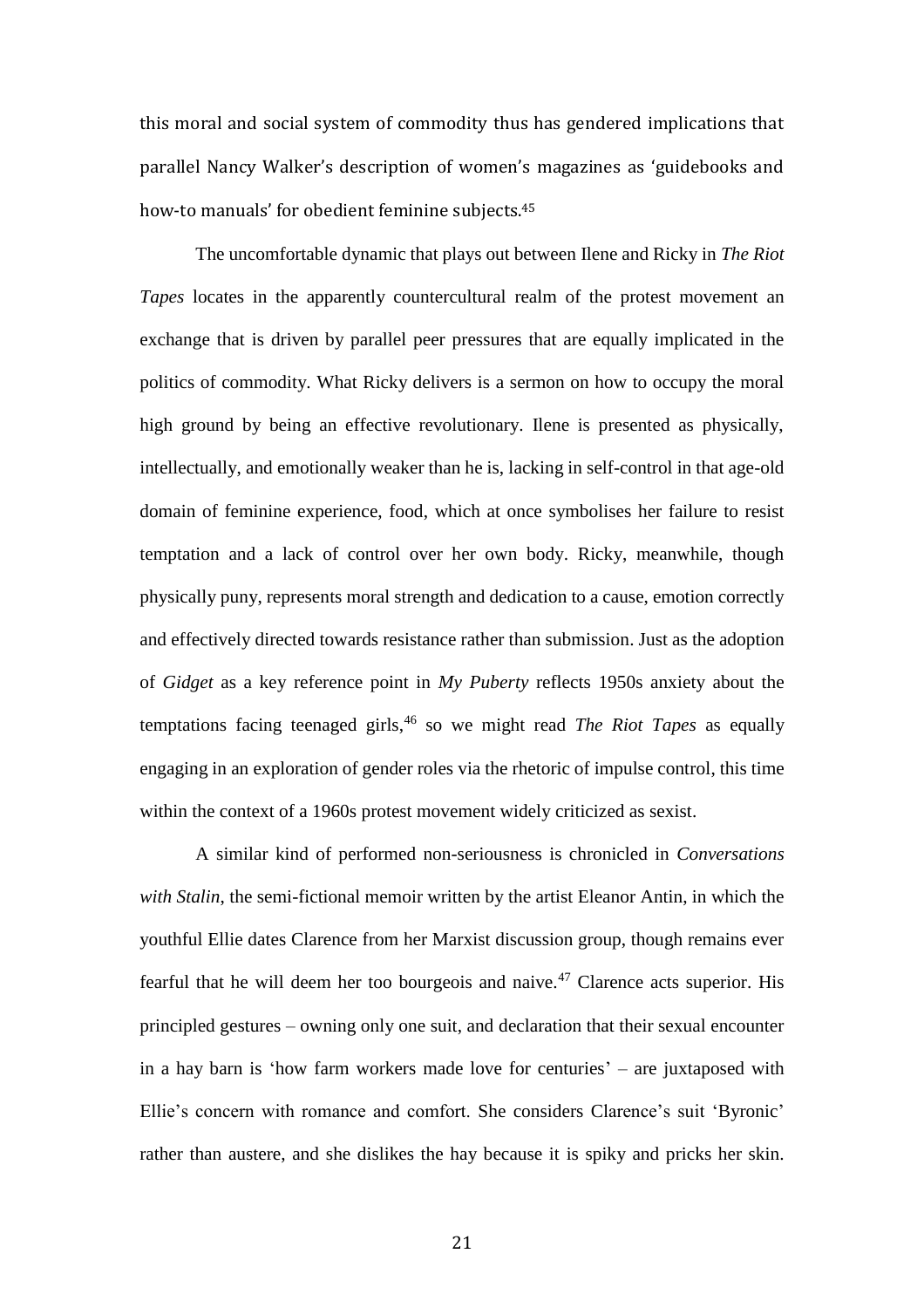this moral and social system of commodity thus has gendered implications that parallel Nancy Walker's description of women's magazines as 'guidebooks and how-to manuals' for obedient feminine subjects.[45]

The uncomfortable dynamic that plays out between Ilene and Ricky in *The Riot Tapes* locates in the apparently countercultural realm of the protest movement an exchange that is driven by parallel peer pressures that are equally implicated in the politics of commodity. What Ricky delivers is a sermon on how to occupy the moral high ground by being an effective revolutionary. Ilene is presented as physically, intellectually, and emotionally weaker than he is, lacking in self-control in that age-old domain of feminine experience, food, which at once symbolises her failure to resist temptation and a lack of control over her own body. Ricky, meanwhile, though physically puny, represents moral strength and dedication to a cause, emotion correctly and effectively directed towards resistance rather than submission. Just as the adoption of *Gidget* as a key reference point in *My Puberty* reflects 1950s anxiety about the temptations facing teenaged girls,[46] so we might read *The Riot Tapes* as equally engaging in an exploration of gender roles via the rhetoric of impulse control, this time within the context of a 1960s protest movement widely criticized as sexist.

A similar kind of performed non-seriousness is chronicled in *Conversations with Stalin*, the semi-fictional memoir written by the artist Eleanor Antin, in which the youthful Ellie dates Clarence from her Marxist discussion group, though remains ever fearful that he will deem her too bourgeois and naive.[47] Clarence acts superior. His principled gestures – owning only one suit, and declaration that their sexual encounter in a hay barn is 'how farm workers made love for centuries' – are juxtaposed with Ellie's concern with romance and comfort. She considers Clarence's suit 'Byronic' rather than austere, and she dislikes the hay because it is spiky and pricks her skin.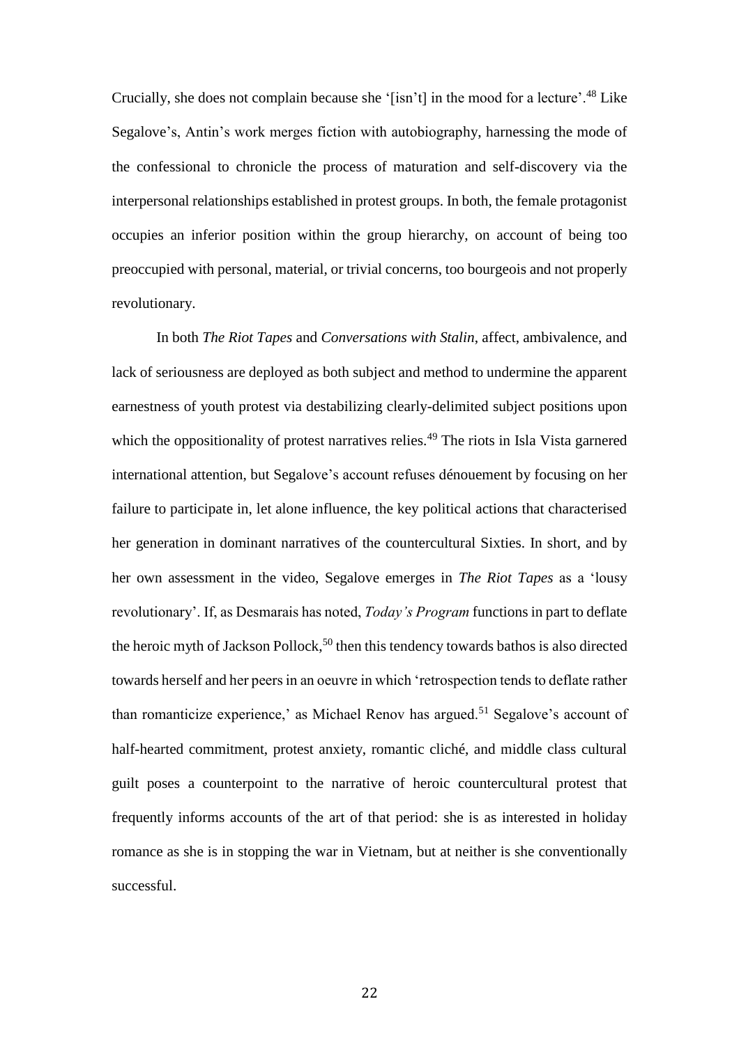Crucially, she does not complain because she '[isn't] in the mood for a lecture'.[48] Like Segalove's, Antin's work merges fiction with autobiography, harnessing the mode of the confessional to chronicle the process of maturation and self-discovery via the interpersonal relationships established in protest groups. In both, the female protagonist occupies an inferior position within the group hierarchy, on account of being too preoccupied with personal, material, or trivial concerns, too bourgeois and not properly revolutionary.

In both *The Riot Tapes* and *Conversations with Stalin*, affect, ambivalence, and lack of seriousness are deployed as both subject and method to undermine the apparent earnestness of youth protest via destabilizing clearly-delimited subject positions upon which the oppositionality of protest narratives relies.[49] The riots in Isla Vista garnered international attention, but Segalove's account refuses dénouement by focusing on her failure to participate in, let alone influence, the key political actions that characterised her generation in dominant narratives of the countercultural Sixties. In short, and by her own assessment in the video, Segalove emerges in *The Riot Tapes* as a 'lousy revolutionary'. If, as Desmarais has noted, *Today's Program* functions in part to deflate the heroic myth of Jackson Pollock,[50] then this tendency towards bathos is also directed towards herself and her peers in an oeuvre in which 'retrospection tends to deflate rather than romanticize experience,' as Michael Renov has argued.[51] Segalove's account of half-hearted commitment, protest anxiety, romantic cliché, and middle class cultural guilt poses a counterpoint to the narrative of heroic countercultural protest that frequently informs accounts of the art of that period: she is as interested in holiday romance as she is in stopping the war in Vietnam, but at neither is she conventionally successful.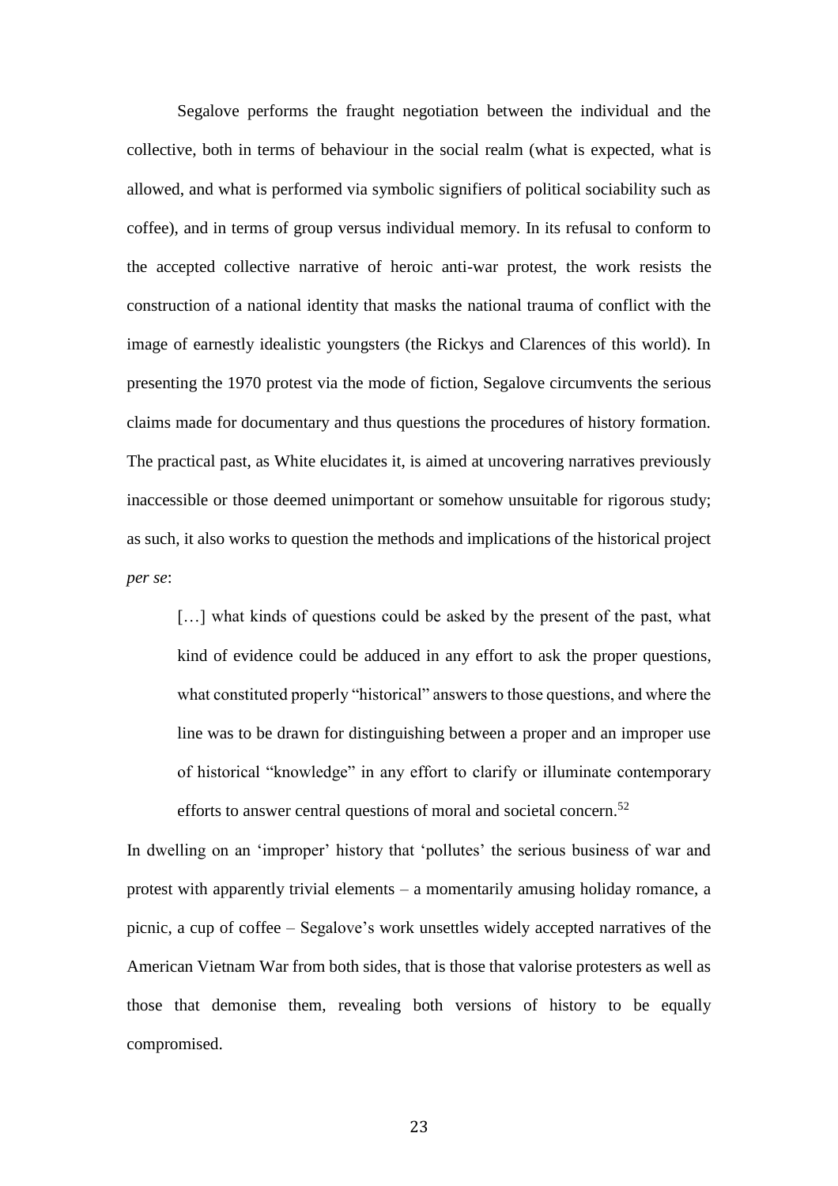Segalove performs the fraught negotiation between the individual and the collective, both in terms of behaviour in the social realm (what is expected, what is allowed, and what is performed via symbolic signifiers of political sociability such as coffee), and in terms of group versus individual memory. In its refusal to conform to the accepted collective narrative of heroic anti-war protest, the work resists the construction of a national identity that masks the national trauma of conflict with the image of earnestly idealistic youngsters (the Rickys and Clarences of this world). In presenting the 1970 protest via the mode of fiction, Segalove circumvents the serious claims made for documentary and thus questions the procedures of history formation. The practical past, as White elucidates it, is aimed at uncovering narratives previously inaccessible or those deemed unimportant or somehow unsuitable for rigorous study; as such, it also works to question the methods and implications of the historical project *per se*:

> […] what kinds of questions could be asked by the present of the past, what kind of evidence could be adduced in any effort to ask the proper questions, what constituted properly "historical" answers to those questions, and where the line was to be drawn for distinguishing between a proper and an improper use of historical "knowledge" in any effort to clarify or illuminate contemporary efforts to answer central questions of moral and societal concern.[52]

In dwelling on an 'improper' history that 'pollutes' the serious business of war and protest with apparently trivial elements – a momentarily amusing holiday romance, a picnic, a cup of coffee – Segalove's work unsettles widely accepted narratives of the American Vietnam War from both sides, that is those that valorise protesters as well as those that demonise them, revealing both versions of history to be equally compromised.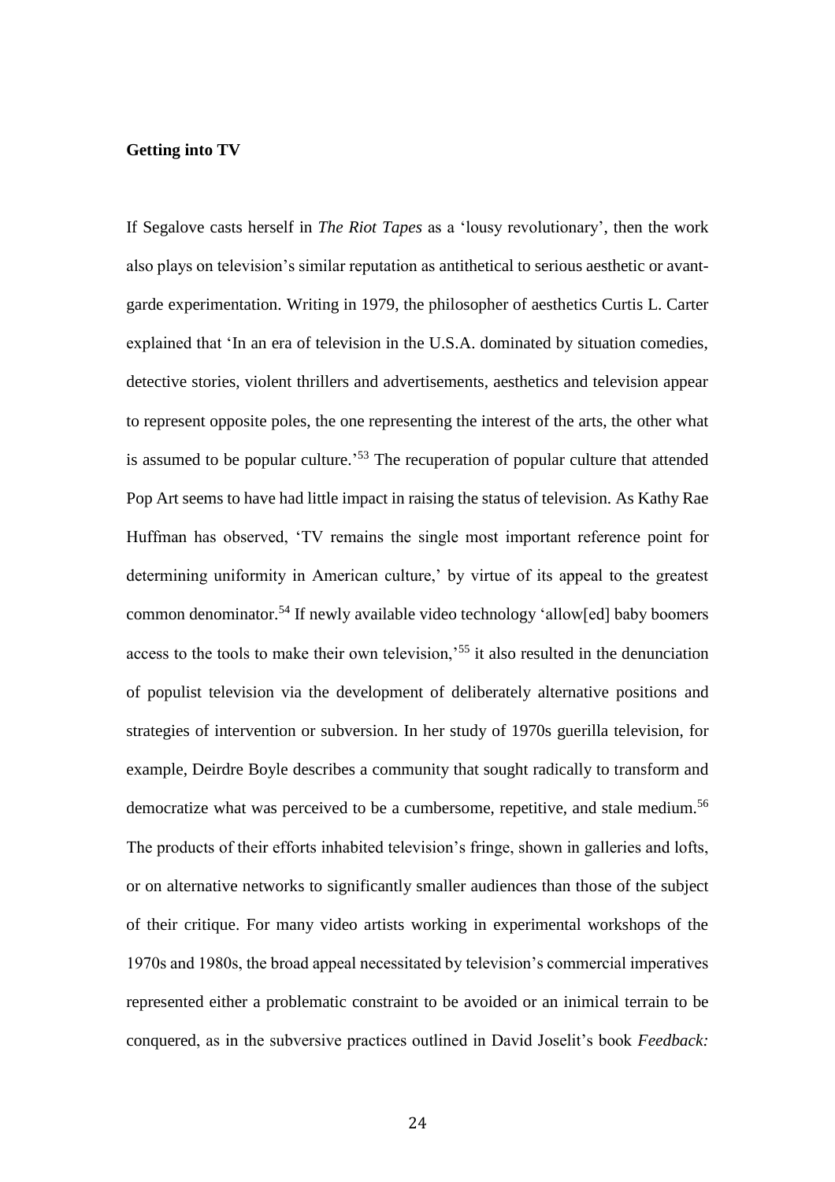**Getting into TV**

If Segalove casts herself in *The Riot Tapes* as a 'lousy revolutionary', then the work also plays on television's similar reputation as antithetical to serious aesthetic or avant-garde experimentation. Writing in 1979, the philosopher of aesthetics Curtis L. Carter explained that 'In an era of television in the U.S.A. dominated by situation comedies, detective stories, violent thrillers and advertisements, aesthetics and television appear to represent opposite poles, the one representing the interest of the arts, the other what is assumed to be popular culture.'[53] The recuperation of popular culture that attended Pop Art seems to have had little impact in raising the status of television. As Kathy Rae Huffman has observed, 'TV remains the single most important reference point for determining uniformity in American culture,' by virtue of its appeal to the greatest common denominator.[54] If newly available video technology 'allow[ed] baby boomers access to the tools to make their own television,'[55] it also resulted in the denunciation of populist television via the development of deliberately alternative positions and strategies of intervention or subversion. In her study of 1970s guerilla television, for example, Deirdre Boyle describes a community that sought radically to transform and democratize what was perceived to be a cumbersome, repetitive, and stale medium.[56] The products of their efforts inhabited television's fringe, shown in galleries and lofts, or on alternative networks to significantly smaller audiences than those of the subject of their critique. For many video artists working in experimental workshops of the 1970s and 1980s, the broad appeal necessitated by television's commercial imperatives represented either a problematic constraint to be avoided or an inimical terrain to be conquered, as in the subversive practices outlined in David Joselit's book *Feedback:*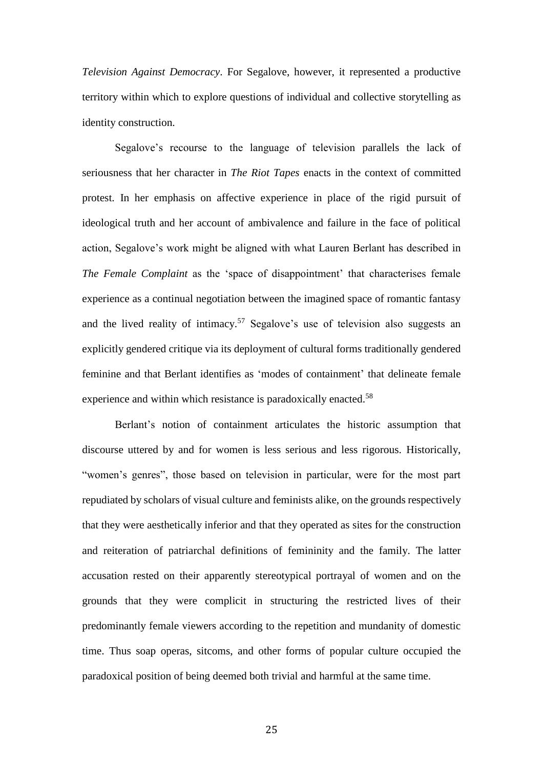*Television Against Democracy*. For Segalove, however, it represented a productive territory within which to explore questions of individual and collective storytelling as identity construction.

Segalove's recourse to the language of television parallels the lack of seriousness that her character in *The Riot Tapes* enacts in the context of committed protest. In her emphasis on affective experience in place of the rigid pursuit of ideological truth and her account of ambivalence and failure in the face of political action, Segalove's work might be aligned with what Lauren Berlant has described in *The Female Complaint* as the 'space of disappointment' that characterises female experience as a continual negotiation between the imagined space of romantic fantasy and the lived reality of intimacy.[57] Segalove's use of television also suggests an explicitly gendered critique via its deployment of cultural forms traditionally gendered feminine and that Berlant identifies as 'modes of containment' that delineate female experience and within which resistance is paradoxically enacted.[58]

Berlant's notion of containment articulates the historic assumption that discourse uttered by and for women is less serious and less rigorous. Historically, "women's genres", those based on television in particular, were for the most part repudiated by scholars of visual culture and feminists alike, on the grounds respectively that they were aesthetically inferior and that they operated as sites for the construction and reiteration of patriarchal definitions of femininity and the family. The latter accusation rested on their apparently stereotypical portrayal of women and on the grounds that they were complicit in structuring the restricted lives of their predominantly female viewers according to the repetition and mundanity of domestic time. Thus soap operas, sitcoms, and other forms of popular culture occupied the paradoxical position of being deemed both trivial and harmful at the same time.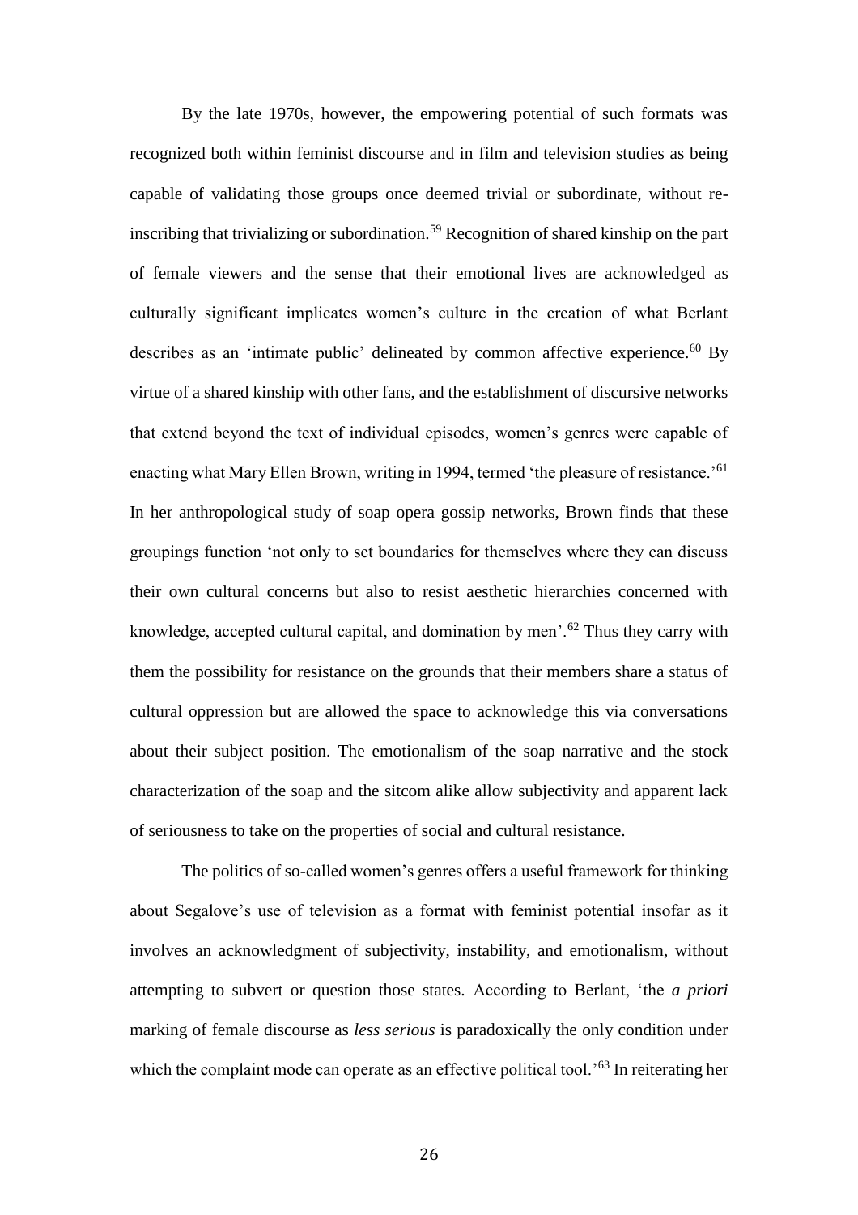By the late 1970s, however, the empowering potential of such formats was recognized both within feminist discourse and in film and television studies as being capable of validating those groups once deemed trivial or subordinate, without re-inscribing that trivializing or subordination.[59] Recognition of shared kinship on the part of female viewers and the sense that their emotional lives are acknowledged as culturally significant implicates women's culture in the creation of what Berlant describes as an 'intimate public' delineated by common affective experience.[60] By virtue of a shared kinship with other fans, and the establishment of discursive networks that extend beyond the text of individual episodes, women's genres were capable of enacting what Mary Ellen Brown, writing in 1994, termed 'the pleasure of resistance.'[61] In her anthropological study of soap opera gossip networks, Brown finds that these groupings function 'not only to set boundaries for themselves where they can discuss their own cultural concerns but also to resist aesthetic hierarchies concerned with knowledge, accepted cultural capital, and domination by men'.[62] Thus they carry with them the possibility for resistance on the grounds that their members share a status of cultural oppression but are allowed the space to acknowledge this via conversations about their subject position. The emotionalism of the soap narrative and the stock characterization of the soap and the sitcom alike allow subjectivity and apparent lack of seriousness to take on the properties of social and cultural resistance.

The politics of so-called women's genres offers a useful framework for thinking about Segalove's use of television as a format with feminist potential insofar as it involves an acknowledgment of subjectivity, instability, and emotionalism, without attempting to subvert or question those states. According to Berlant, 'the *a priori* marking of female discourse as *less serious* is paradoxically the only condition under which the complaint mode can operate as an effective political tool.'[63] In reiterating her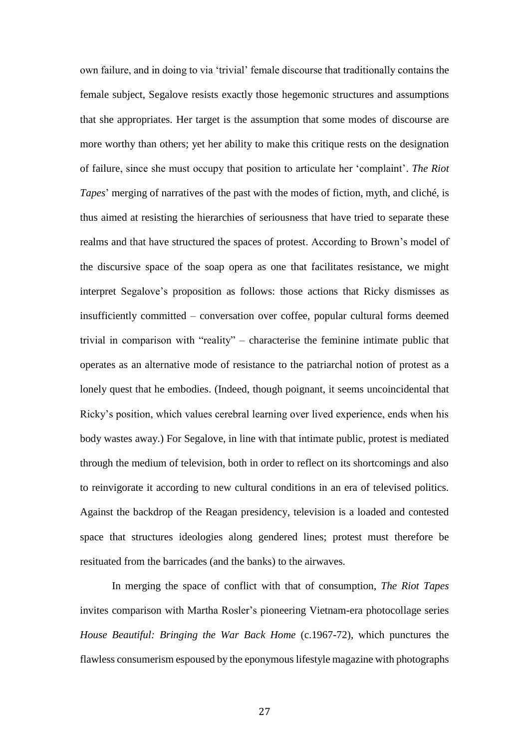own failure, and in doing to via 'trivial' female discourse that traditionally contains the female subject, Segalove resists exactly those hegemonic structures and assumptions that she appropriates. Her target is the assumption that some modes of discourse are more worthy than others; yet her ability to make this critique rests on the designation of failure, since she must occupy that position to articulate her 'complaint'. *The Riot Tapes*' merging of narratives of the past with the modes of fiction, myth, and cliché, is thus aimed at resisting the hierarchies of seriousness that have tried to separate these realms and that have structured the spaces of protest. According to Brown's model of the discursive space of the soap opera as one that facilitates resistance, we might interpret Segalove's proposition as follows: those actions that Ricky dismisses as insufficiently committed – conversation over coffee, popular cultural forms deemed trivial in comparison with "reality" – characterise the feminine intimate public that operates as an alternative mode of resistance to the patriarchal notion of protest as a lonely quest that he embodies. (Indeed, though poignant, it seems uncoincidental that Ricky's position, which values cerebral learning over lived experience, ends when his body wastes away.) For Segalove, in line with that intimate public, protest is mediated through the medium of television, both in order to reflect on its shortcomings and also to reinvigorate it according to new cultural conditions in an era of televised politics. Against the backdrop of the Reagan presidency, television is a loaded and contested space that structures ideologies along gendered lines; protest must therefore be resituated from the barricades (and the banks) to the airwaves.

In merging the space of conflict with that of consumption, *The Riot Tapes* invites comparison with Martha Rosler's pioneering Vietnam-era photocollage series *House Beautiful: Bringing the War Back Home* (c.1967-72), which punctures the flawless consumerism espoused by the eponymous lifestyle magazine with photographs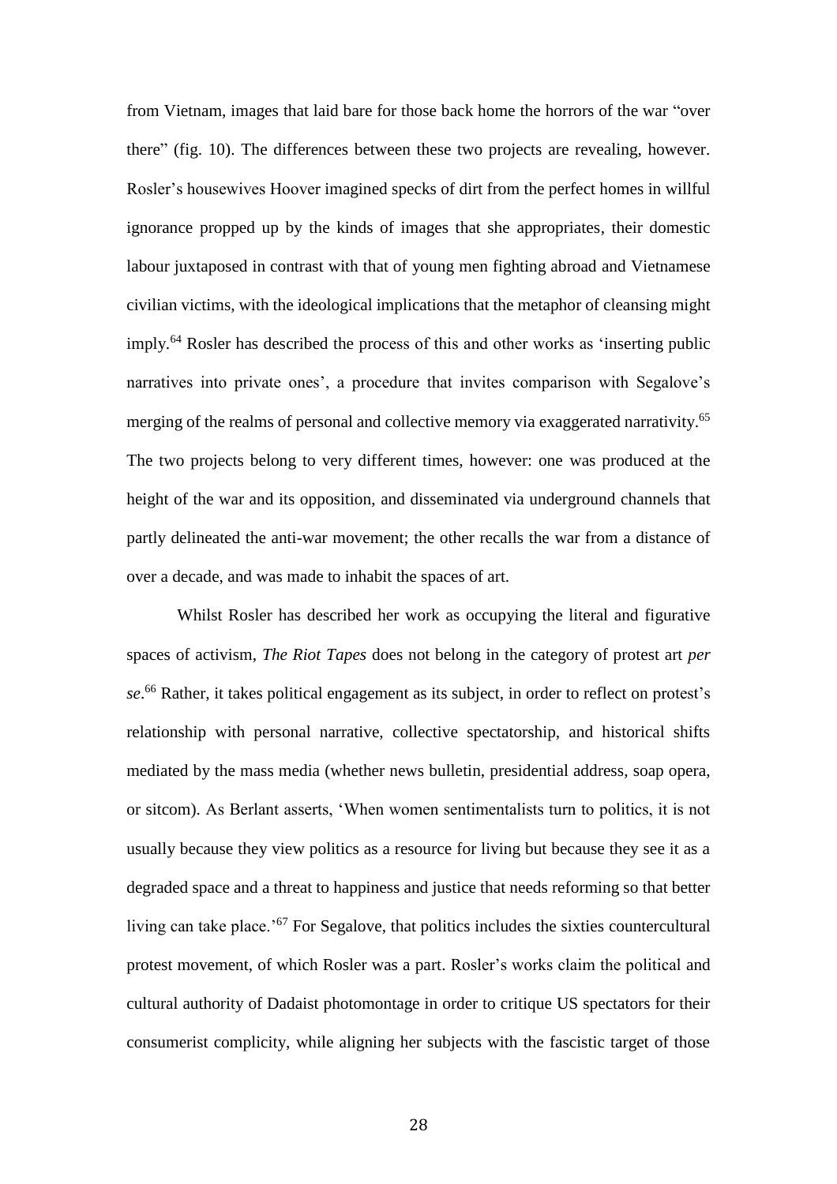from Vietnam, images that laid bare for those back home the horrors of the war "over there" (fig. 10). The differences between these two projects are revealing, however. Rosler's housewives Hoover imagined specks of dirt from the perfect homes in willful ignorance propped up by the kinds of images that she appropriates, their domestic labour juxtaposed in contrast with that of young men fighting abroad and Vietnamese civilian victims, with the ideological implications that the metaphor of cleansing might imply.[64] Rosler has described the process of this and other works as 'inserting public narratives into private ones', a procedure that invites comparison with Segalove's merging of the realms of personal and collective memory via exaggerated narrativity.[65] The two projects belong to very different times, however: one was produced at the height of the war and its opposition, and disseminated via underground channels that partly delineated the anti-war movement; the other recalls the war from a distance of over a decade, and was made to inhabit the spaces of art.

Whilst Rosler has described her work as occupying the literal and figurative spaces of activism, *The Riot Tapes* does not belong in the category of protest art *per se*.[66] Rather, it takes political engagement as its subject, in order to reflect on protest's relationship with personal narrative, collective spectatorship, and historical shifts mediated by the mass media (whether news bulletin, presidential address, soap opera, or sitcom). As Berlant asserts, 'When women sentimentalists turn to politics, it is not usually because they view politics as a resource for living but because they see it as a degraded space and a threat to happiness and justice that needs reforming so that better living can take place.'[67] For Segalove, that politics includes the sixties countercultural protest movement, of which Rosler was a part. Rosler's works claim the political and cultural authority of Dadaist photomontage in order to critique US spectators for their consumerist complicity, while aligning her subjects with the fascistic target of those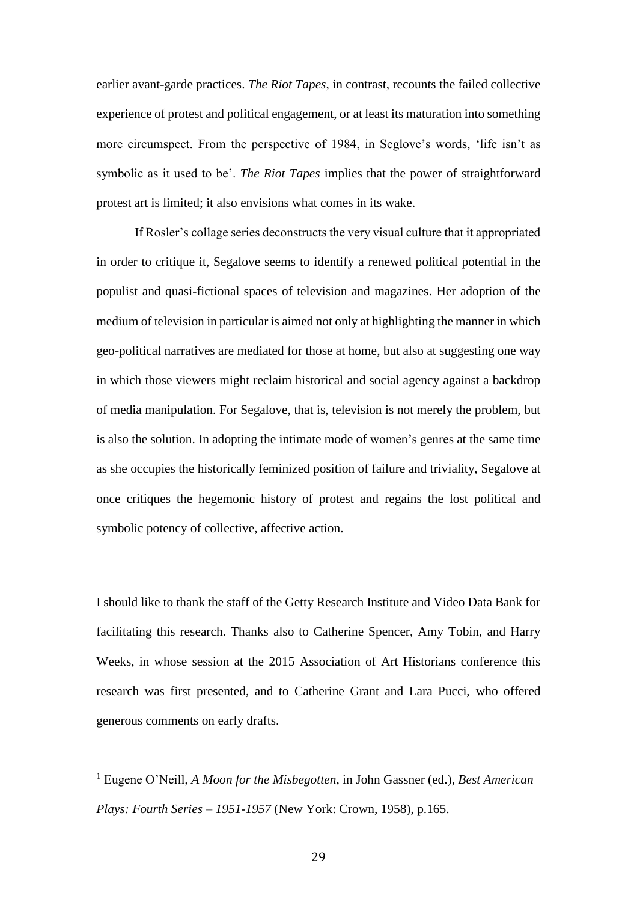earlier avant-garde practices. *The Riot Tapes*, in contrast, recounts the failed collective experience of protest and political engagement, or at least its maturation into something more circumspect. From the perspective of 1984, in Seglove's words, 'life isn't as symbolic as it used to be'. *The Riot Tapes* implies that the power of straightforward protest art is limited; it also envisions what comes in its wake.

If Rosler's collage series deconstructs the very visual culture that it appropriated in order to critique it, Segalove seems to identify a renewed political potential in the populist and quasi-fictional spaces of television and magazines. Her adoption of the medium of television in particular is aimed not only at highlighting the manner in which geo-political narratives are mediated for those at home, but also at suggesting one way in which those viewers might reclaim historical and social agency against a backdrop of media manipulation. For Segalove, that is, television is not merely the problem, but is also the solution. In adopting the intimate mode of women's genres at the same time as she occupies the historically feminized position of failure and triviality, Segalove at once critiques the hegemonic history of protest and regains the lost political and symbolic potency of collective, affective action.

---

I should like to thank the staff of the Getty Research Institute and Video Data Bank for facilitating this research. Thanks also to Catherine Spencer, Amy Tobin, and Harry Weeks, in whose session at the 2015 Association of Art Historians conference this research was first presented, and to Catherine Grant and Lara Pucci, who offered generous comments on early drafts.

[1] Eugene O'Neill, *A Moon for the Misbegotten*, in John Gassner (ed.), *Best American Plays: Fourth Series – 1951-1957* (New York: Crown, 1958), p.165.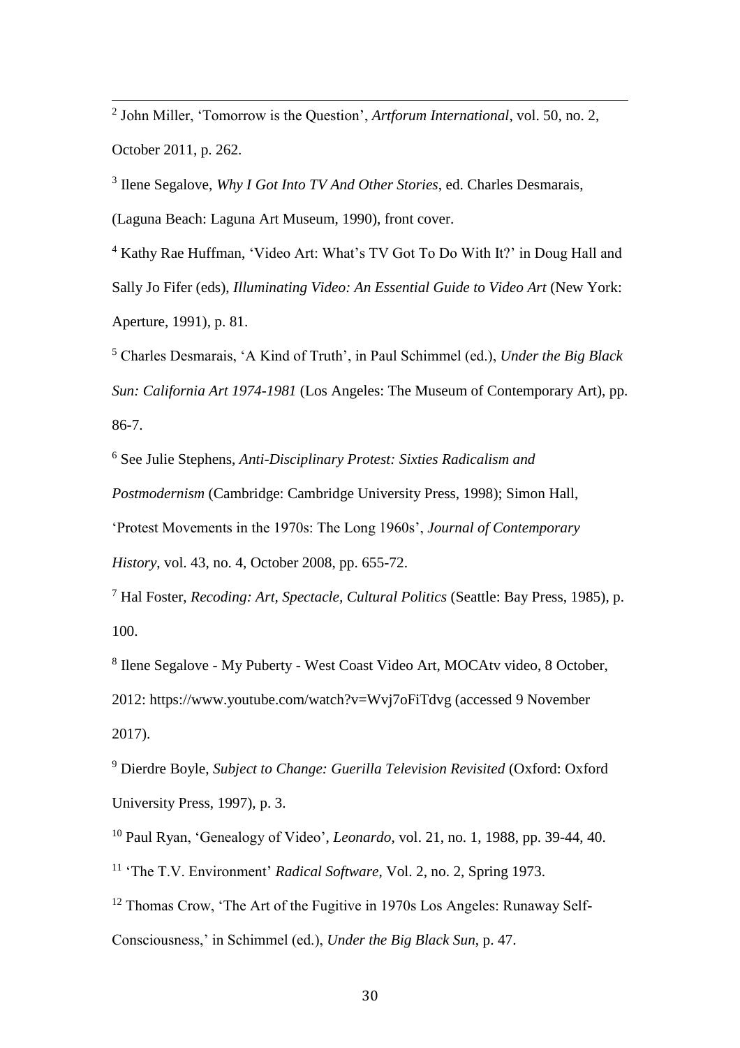[2] John Miller, 'Tomorrow is the Question', *Artforum International*, vol. 50, no. 2, October 2011, p. 262.

[3] Ilene Segalove, *Why I Got Into TV And Other Stories*, ed. Charles Desmarais, (Laguna Beach: Laguna Art Museum, 1990), front cover.

[4] Kathy Rae Huffman, 'Video Art: What's TV Got To Do With It?' in Doug Hall and Sally Jo Fifer (eds), *Illuminating Video: An Essential Guide to Video Art* (New York: Aperture, 1991), p. 81.

[5] Charles Desmarais, 'A Kind of Truth', in Paul Schimmel (ed.), *Under the Big Black Sun: California Art 1974-1981* (Los Angeles: The Museum of Contemporary Art), pp. 86-7.

[6] See Julie Stephens, *Anti-Disciplinary Protest: Sixties Radicalism and Postmodernism* (Cambridge: Cambridge University Press, 1998); Simon Hall, 'Protest Movements in the 1970s: The Long 1960s', *Journal of Contemporary History*, vol. 43, no. 4, October 2008, pp. 655-72.

[7] Hal Foster, *Recoding: Art, Spectacle, Cultural Politics* (Seattle: Bay Press, 1985), p. 100.

[8] Ilene Segalove - My Puberty - West Coast Video Art, MOCAtv video, 8 October, 2012: https://www.youtube.com/watch?v=Wvj7oFiTdvg (accessed 9 November 2017).

[9] Dierdre Boyle, *Subject to Change: Guerilla Television Revisited* (Oxford: Oxford University Press, 1997), p. 3.

[10] Paul Ryan, 'Genealogy of Video', *Leonardo*, vol. 21, no. 1, 1988, pp. 39-44, 40.

[11] 'The T.V. Environment' *Radical Software*, Vol. 2, no. 2, Spring 1973.

[12] Thomas Crow, 'The Art of the Fugitive in 1970s Los Angeles: Runaway Self-Consciousness,' in Schimmel (ed.), *Under the Big Black Sun*, p. 47.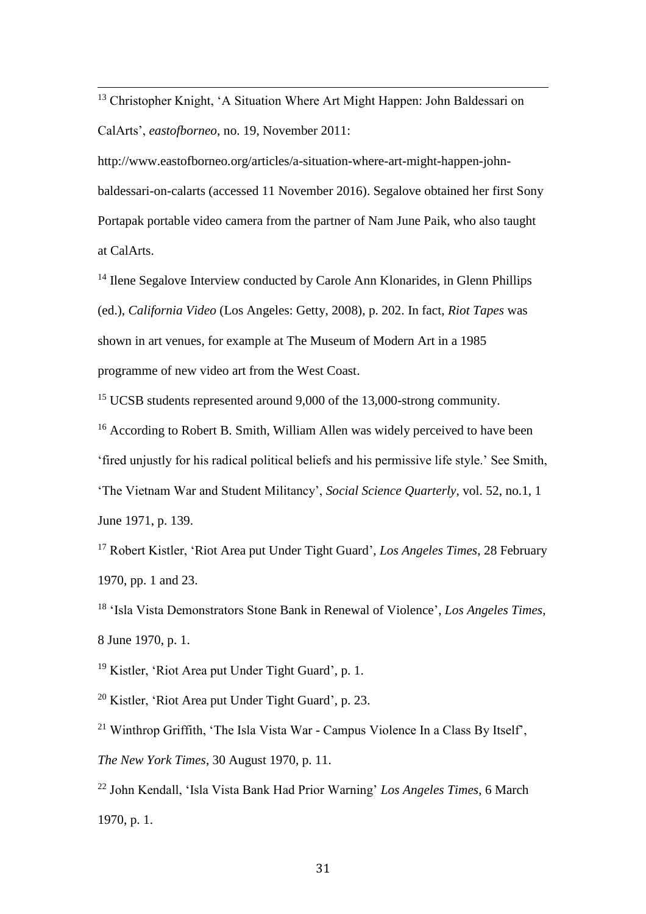[13] Christopher Knight, 'A Situation Where Art Might Happen: John Baldessari on CalArts', *eastofborneo*, no. 19, November 2011: http://www.eastofborneo.org/articles/a-situation-where-art-might-happen-john-baldessari-on-calarts (accessed 11 November 2016). Segalove obtained her first Sony Portapak portable video camera from the partner of Nam June Paik, who also taught at CalArts.

[14] Ilene Segalove Interview conducted by Carole Ann Klonarides, in Glenn Phillips (ed.), *California Video* (Los Angeles: Getty, 2008), p. 202. In fact, *Riot Tapes* was shown in art venues, for example at The Museum of Modern Art in a 1985 programme of new video art from the West Coast.

[15] UCSB students represented around 9,000 of the 13,000-strong community.

[16] According to Robert B. Smith, William Allen was widely perceived to have been 'fired unjustly for his radical political beliefs and his permissive life style.' See Smith, 'The Vietnam War and Student Militancy', *Social Science Quarterly*, vol. 52, no.1, 1 June 1971, p. 139.

[17] Robert Kistler, 'Riot Area put Under Tight Guard', *Los Angeles Times*, 28 February 1970, pp. 1 and 23.

[18] 'Isla Vista Demonstrators Stone Bank in Renewal of Violence', *Los Angeles Times*, 8 June 1970, p. 1.

[19] Kistler, 'Riot Area put Under Tight Guard', p. 1.

[20] Kistler, 'Riot Area put Under Tight Guard', p. 23.

[21] Winthrop Griffith, 'The Isla Vista War - Campus Violence In a Class By Itself', *The New York Times*, 30 August 1970, p. 11.

[22] John Kendall, 'Isla Vista Bank Had Prior Warning' *Los Angeles Times*, 6 March 1970, p. 1.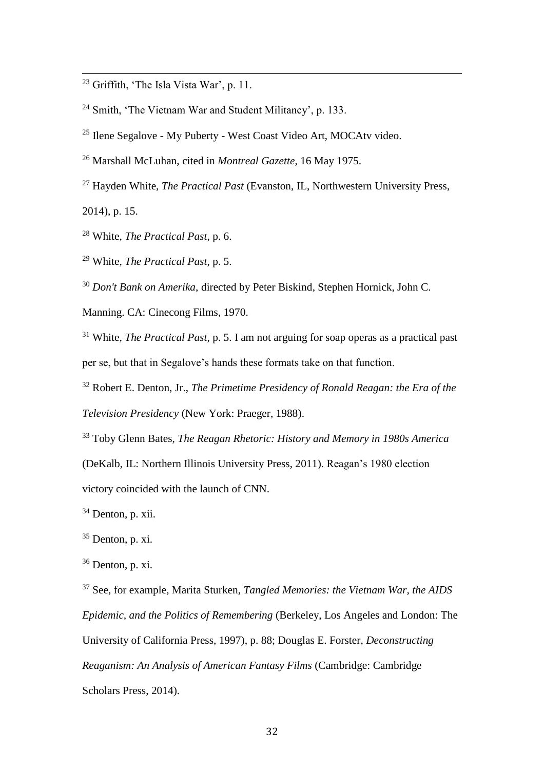[23] Griffith, 'The Isla Vista War', p. 11.

[24] Smith, 'The Vietnam War and Student Militancy', p. 133.

[25] Ilene Segalove - My Puberty - West Coast Video Art, MOCAtv video.

[26] Marshall McLuhan, cited in *Montreal Gazette*, 16 May 1975.

[27] Hayden White, *The Practical Past* (Evanston, IL, Northwestern University Press, 2014), p. 15.

[28] White, *The Practical Past*, p. 6.

[29] White, *The Practical Past*, p. 5.

[30] *Don't Bank on Amerika*, directed by Peter Biskind, Stephen Hornick, John C. Manning. CA: Cinecong Films, 1970.

[31] White, *The Practical Past*, p. 5. I am not arguing for soap operas as a practical past per se, but that in Segalove's hands these formats take on that function.

[32] Robert E. Denton, Jr., *The Primetime Presidency of Ronald Reagan: the Era of the Television Presidency* (New York: Praeger, 1988).

[33] Toby Glenn Bates, *The Reagan Rhetoric: History and Memory in 1980s America* (DeKalb, IL: Northern Illinois University Press, 2011). Reagan's 1980 election victory coincided with the launch of CNN.

[34] Denton, p. xii.

[35] Denton, p. xi.

[36] Denton, p. xi.

[37] See, for example, Marita Sturken, *Tangled Memories: the Vietnam War, the AIDS Epidemic, and the Politics of Remembering* (Berkeley, Los Angeles and London: The University of California Press, 1997), p. 88; Douglas E. Forster, *Deconstructing Reaganism: An Analysis of American Fantasy Films* (Cambridge: Cambridge Scholars Press, 2014).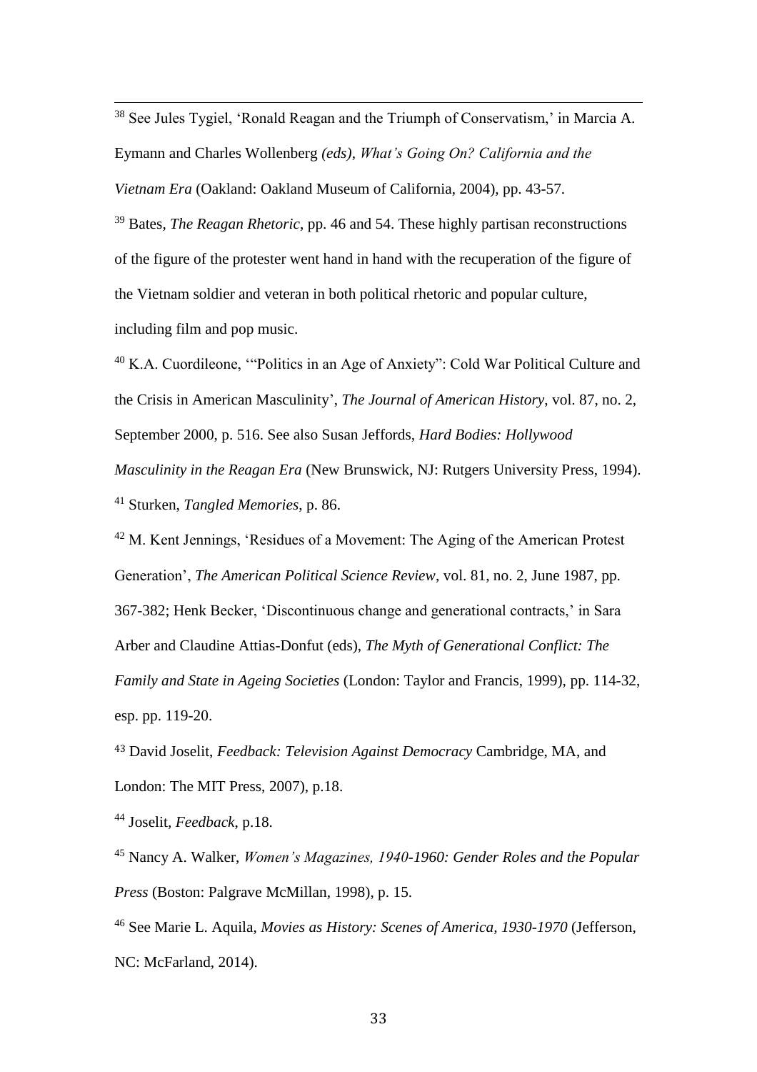[38] See Jules Tygiel, 'Ronald Reagan and the Triumph of Conservatism,' in Marcia A. Eymann and Charles Wollenberg *(eds)*, *What's Going On? California and the Vietnam Era* (Oakland: Oakland Museum of California, 2004), pp. 43-57.

[39] Bates, *The Reagan Rhetoric*, pp. 46 and 54. These highly partisan reconstructions of the figure of the protester went hand in hand with the recuperation of the figure of the Vietnam soldier and veteran in both political rhetoric and popular culture, including film and pop music.

[40] K.A. Cuordileone, '"Politics in an Age of Anxiety": Cold War Political Culture and the Crisis in American Masculinity', *The Journal of American History*, vol. 87, no. 2, September 2000, p. 516. See also Susan Jeffords, *Hard Bodies: Hollywood Masculinity in the Reagan Era* (New Brunswick, NJ: Rutgers University Press, 1994).

[41] Sturken, *Tangled Memories*, p. 86.

[42] M. Kent Jennings, 'Residues of a Movement: The Aging of the American Protest Generation', *The American Political Science Review*, vol. 81, no. 2, June 1987, pp. 367-382; Henk Becker, 'Discontinuous change and generational contracts,' in Sara Arber and Claudine Attias-Donfut (eds), *The Myth of Generational Conflict: The Family and State in Ageing Societies* (London: Taylor and Francis, 1999), pp. 114-32, esp. pp. 119-20.

[43] David Joselit, *Feedback: Television Against Democracy* Cambridge, MA, and London: The MIT Press, 2007), p.18.

[44] Joselit, *Feedback*, p.18.

[45] Nancy A. Walker, *Women's Magazines, 1940-1960: Gender Roles and the Popular Press* (Boston: Palgrave McMillan, 1998), p. 15.

[46] See Marie L. Aquila, *Movies as History: Scenes of America, 1930-1970* (Jefferson, NC: McFarland, 2014).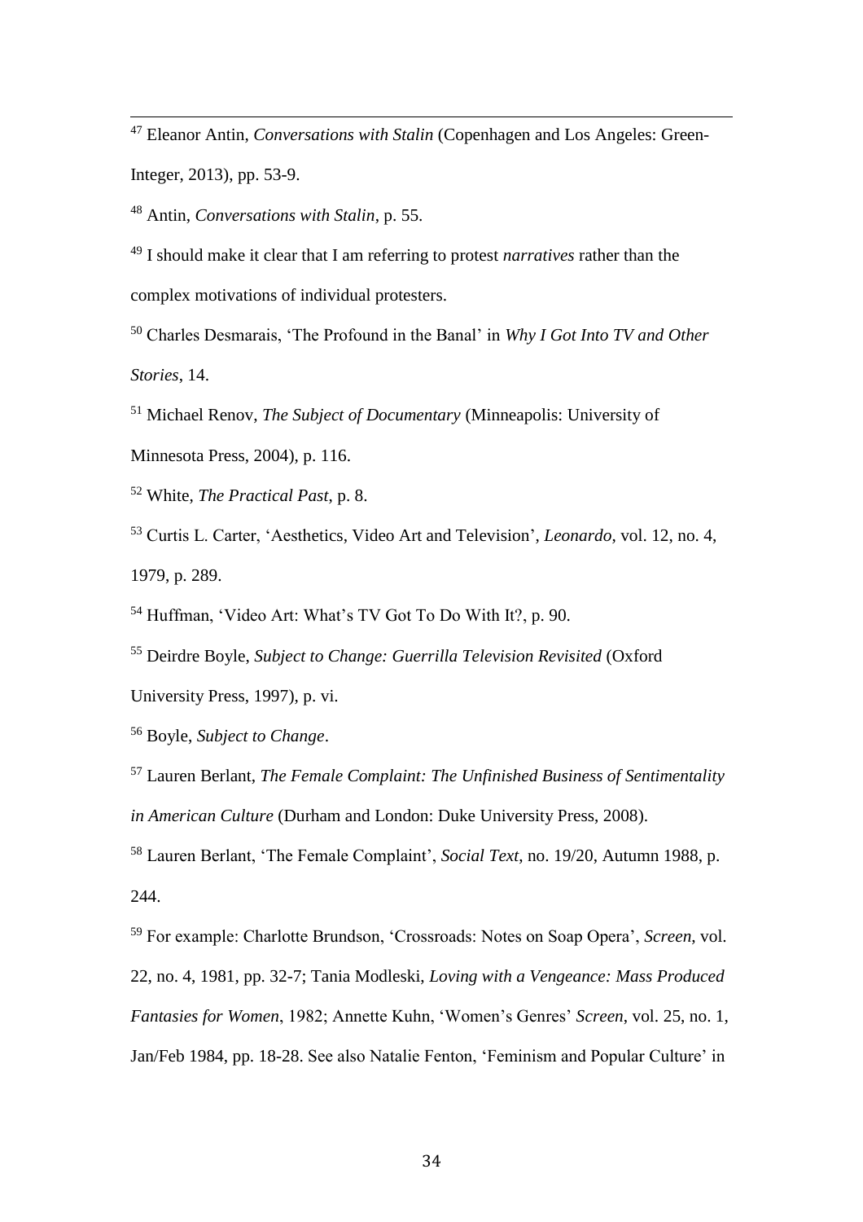[47] Eleanor Antin, *Conversations with Stalin* (Copenhagen and Los Angeles: Green-Integer, 2013), pp. 53-9.

[48] Antin, *Conversations with Stalin*, p. 55.

[49] I should make it clear that I am referring to protest *narratives* rather than the complex motivations of individual protesters.

[50] Charles Desmarais, 'The Profound in the Banal' in *Why I Got Into TV and Other Stories*, 14.

[51] Michael Renov, *The Subject of Documentary* (Minneapolis: University of Minnesota Press, 2004), p. 116.

[52] White, *The Practical Past*, p. 8.

[53] Curtis L. Carter, 'Aesthetics, Video Art and Television', *Leonardo*, vol. 12, no. 4, 1979, p. 289.

[54] Huffman, 'Video Art: What's TV Got To Do With It?, p. 90.

[55] Deirdre Boyle, *Subject to Change: Guerrilla Television Revisited* (Oxford University Press, 1997), p. vi.

[56] Boyle, *Subject to Change*.

[57] Lauren Berlant, *The Female Complaint: The Unfinished Business of Sentimentality in American Culture* (Durham and London: Duke University Press, 2008).

[58] Lauren Berlant, 'The Female Complaint', *Social Text*, no. 19/20, Autumn 1988, p. 244.

[59] For example: Charlotte Brundson, 'Crossroads: Notes on Soap Opera', *Screen*, vol. 22, no. 4, 1981, pp. 32-7; Tania Modleski, *Loving with a Vengeance: Mass Produced Fantasies for Women*, 1982; Annette Kuhn, 'Women's Genres' *Screen*, vol. 25, no. 1, Jan/Feb 1984, pp. 18-28. See also Natalie Fenton, 'Feminism and Popular Culture' in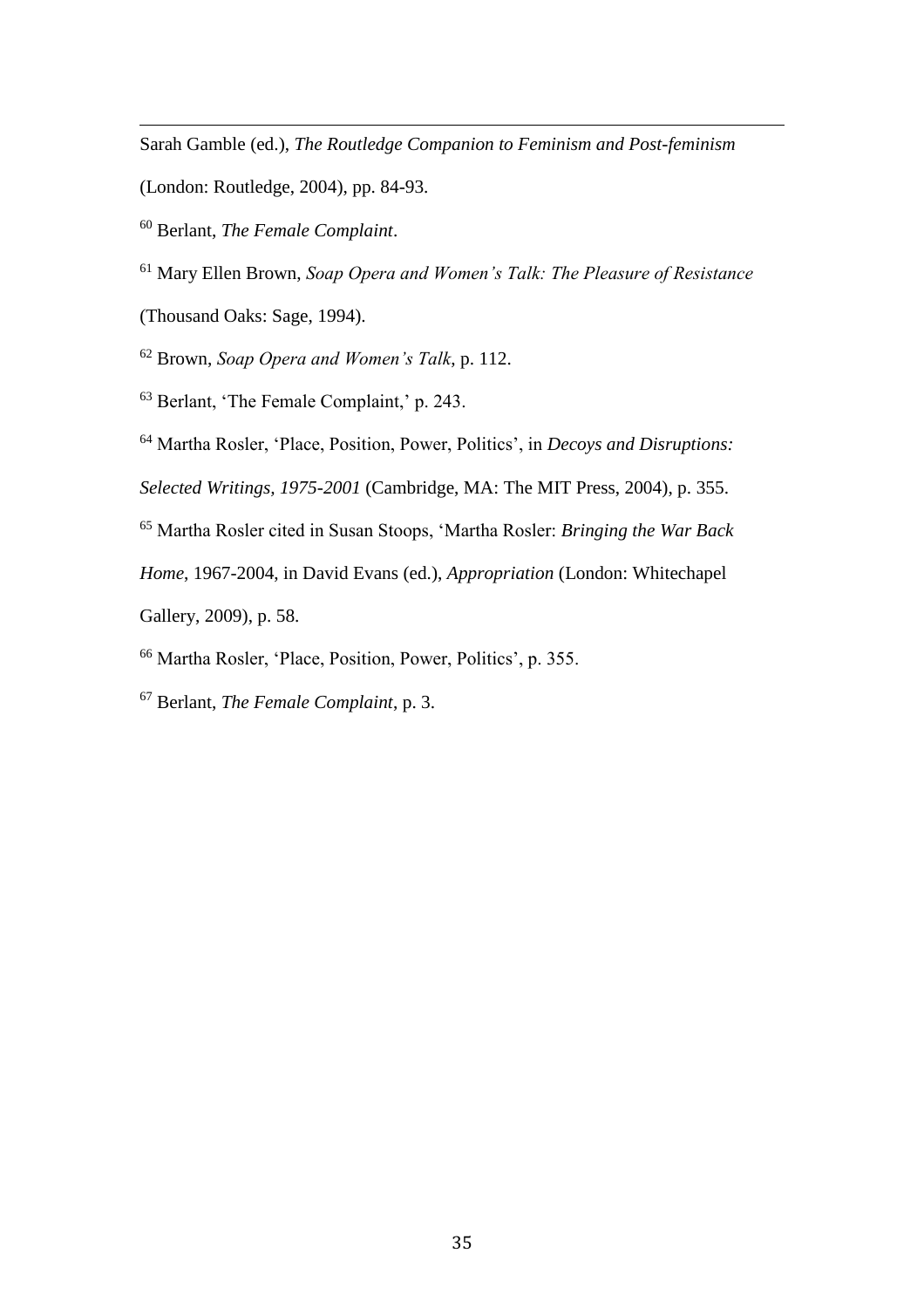Sarah Gamble (ed.), *The Routledge Companion to Feminism and Post-feminism* (London: Routledge, 2004), pp. 84-93.

[60] Berlant, *The Female Complaint*.

[61] Mary Ellen Brown, *Soap Opera and Women's Talk: The Pleasure of Resistance* (Thousand Oaks: Sage, 1994).

[62] Brown, *Soap Opera and Women's Talk*, p. 112.

[63] Berlant, 'The Female Complaint,' p. 243.

[64] Martha Rosler, 'Place, Position, Power, Politics', in *Decoys and Disruptions: Selected Writings, 1975-2001* (Cambridge, MA: The MIT Press, 2004), p. 355.

[65] Martha Rosler cited in Susan Stoops, 'Martha Rosler: *Bringing the War Back Home*, 1967-2004, in David Evans (ed.), *Appropriation* (London: Whitechapel Gallery, 2009), p. 58.

[66] Martha Rosler, 'Place, Position, Power, Politics', p. 355.

[67] Berlant, *The Female Complaint*, p. 3.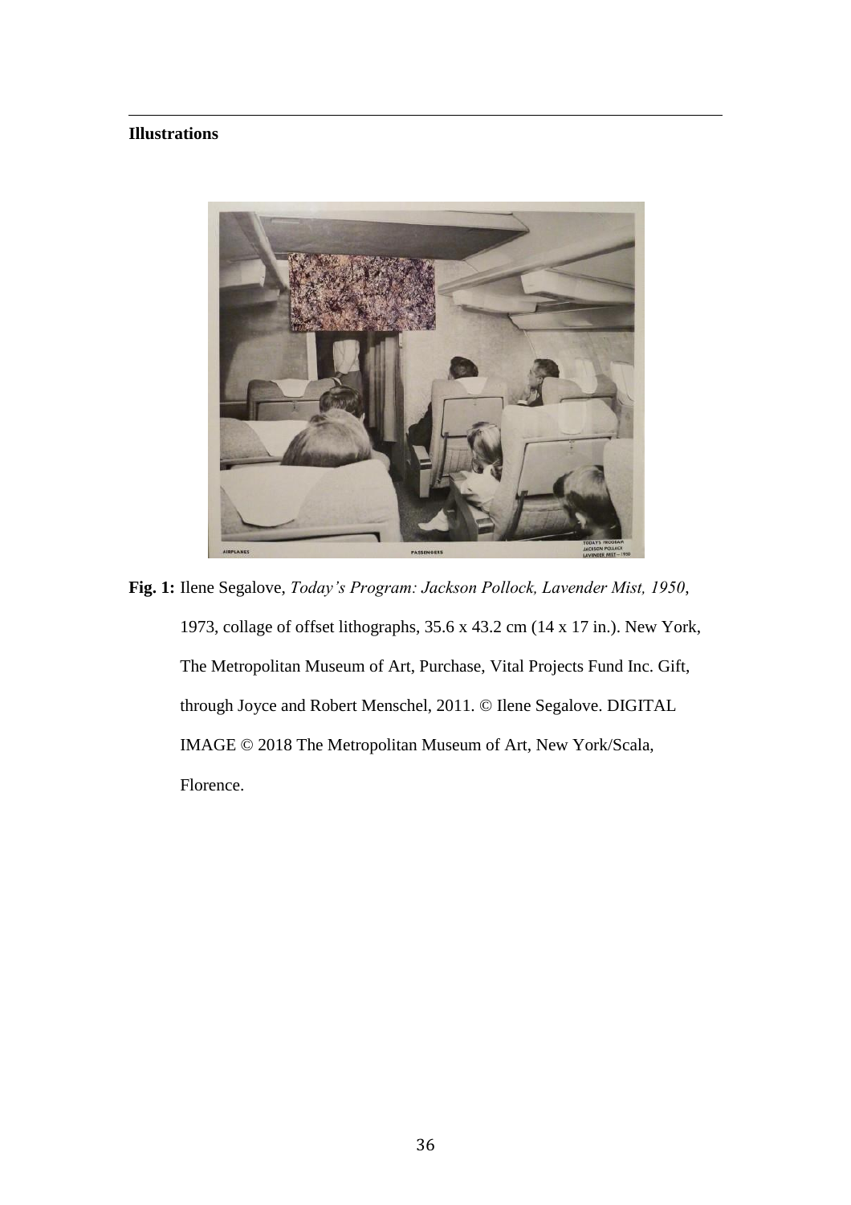**Illustrations**

**Fig. 1:** Ilene Segalove, *Today's Program: Jackson Pollock, Lavender Mist, 1950*, 1973, collage of offset lithographs, 35.6 x 43.2 cm (14 x 17 in.). New York, The Metropolitan Museum of Art, Purchase, Vital Projects Fund Inc. Gift, through Joyce and Robert Menschel, 2011. © Ilene Segalove. DIGITAL IMAGE © 2018 The Metropolitan Museum of Art, New York/Scala, Florence.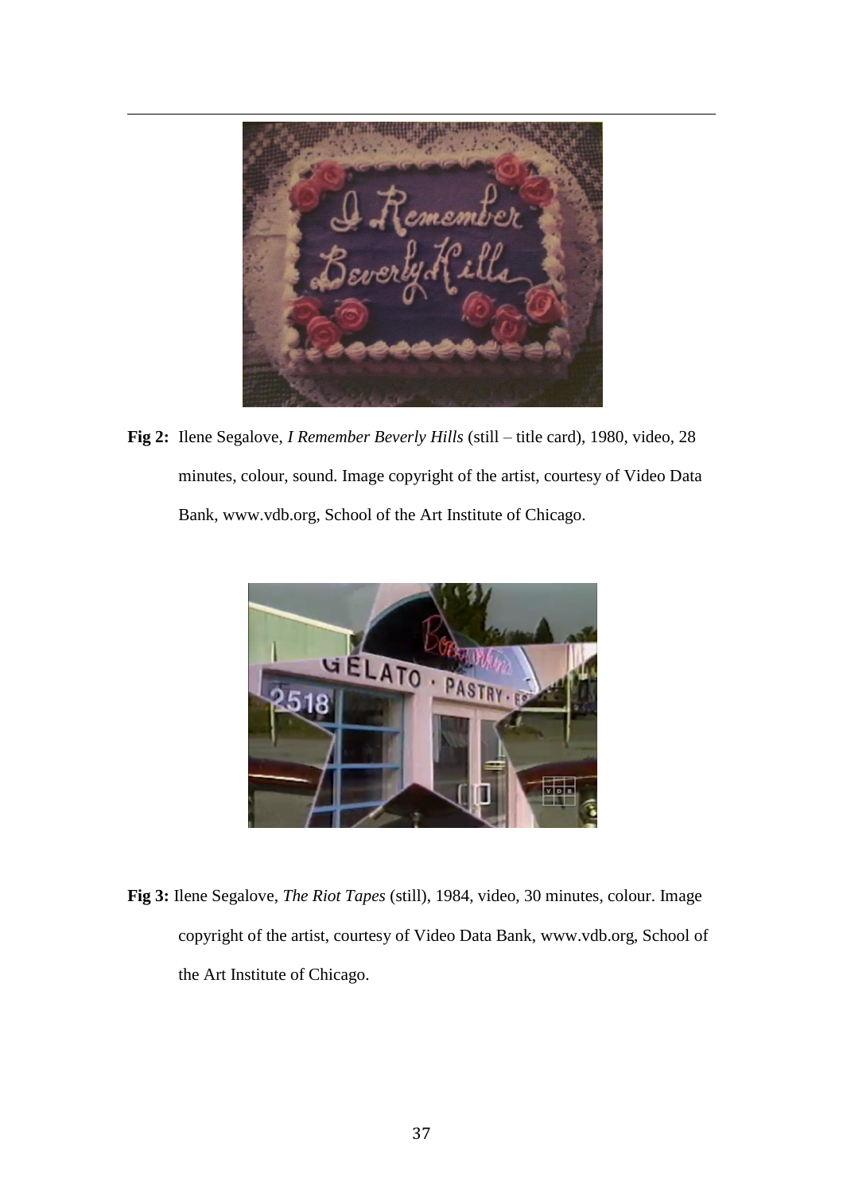**Fig 2:** Ilene Segalove, *I Remember Beverly Hills* (still – title card), 1980, video, 28 minutes, colour, sound. Image copyright of the artist, courtesy of Video Data Bank, www.vdb.org, School of the Art Institute of Chicago.

**Fig 3:** Ilene Segalove, *The Riot Tapes* (still), 1984, video, 30 minutes, colour. Image copyright of the artist, courtesy of Video Data Bank, www.vdb.org, School of the Art Institute of Chicago.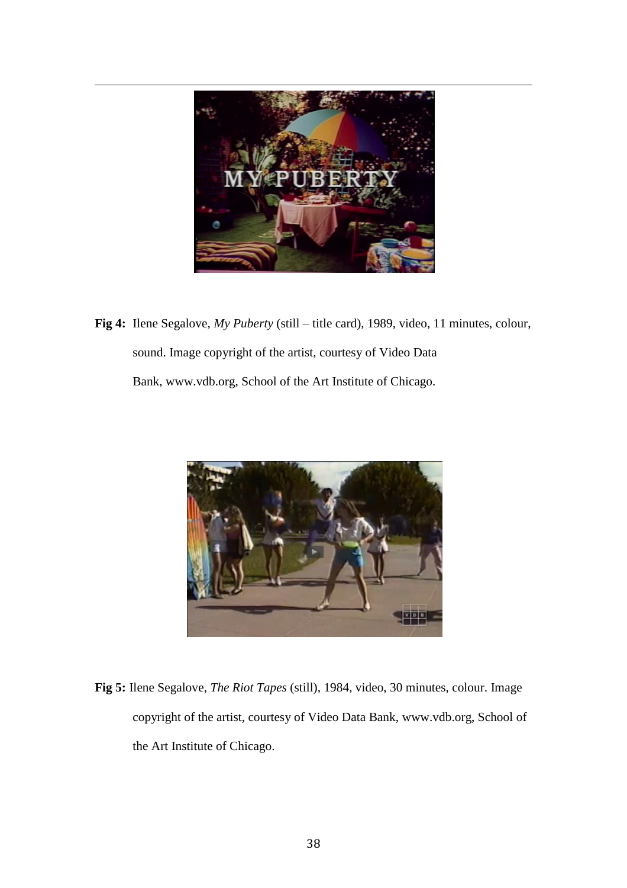**Fig 4:** Ilene Segalove, *My Puberty* (still – title card), 1989, video, 11 minutes, colour, sound. Image copyright of the artist, courtesy of Video Data Bank, www.vdb.org, School of the Art Institute of Chicago.

**Fig 5:** Ilene Segalove, *The Riot Tapes* (still), 1984, video, 30 minutes, colour. Image copyright of the artist, courtesy of Video Data Bank, www.vdb.org, School of the Art Institute of Chicago.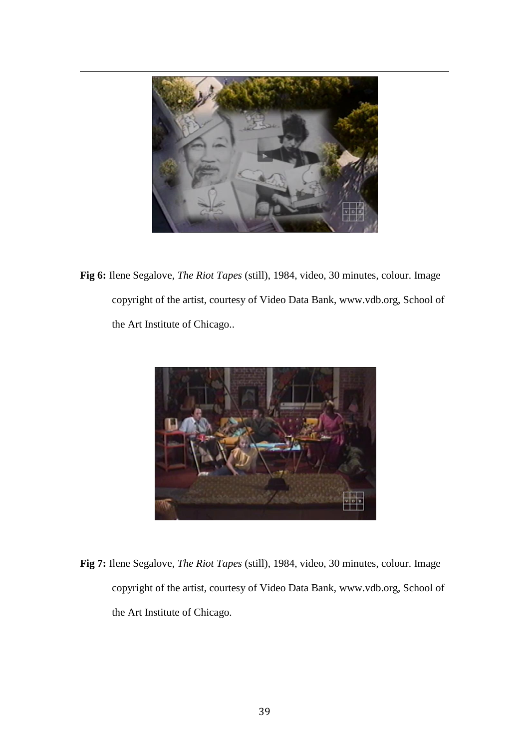**Fig 6:** Ilene Segalove, *The Riot Tapes* (still), 1984, video, 30 minutes, colour. Image copyright of the artist, courtesy of Video Data Bank, www.vdb.org, School of the Art Institute of Chicago..

**Fig 7:** Ilene Segalove, *The Riot Tapes* (still), 1984, video, 30 minutes, colour. Image copyright of the artist, courtesy of Video Data Bank, www.vdb.org, School of the Art Institute of Chicago.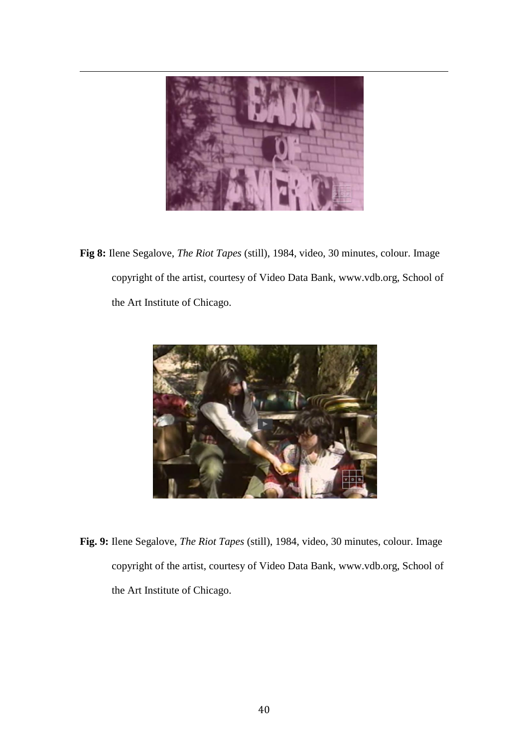**Fig 8:** Ilene Segalove, *The Riot Tapes* (still), 1984, video, 30 minutes, colour. Image copyright of the artist, courtesy of Video Data Bank, www.vdb.org, School of the Art Institute of Chicago.

**Fig. 9:** Ilene Segalove, *The Riot Tapes* (still), 1984, video, 30 minutes, colour. Image copyright of the artist, courtesy of Video Data Bank, www.vdb.org, School of the Art Institute of Chicago.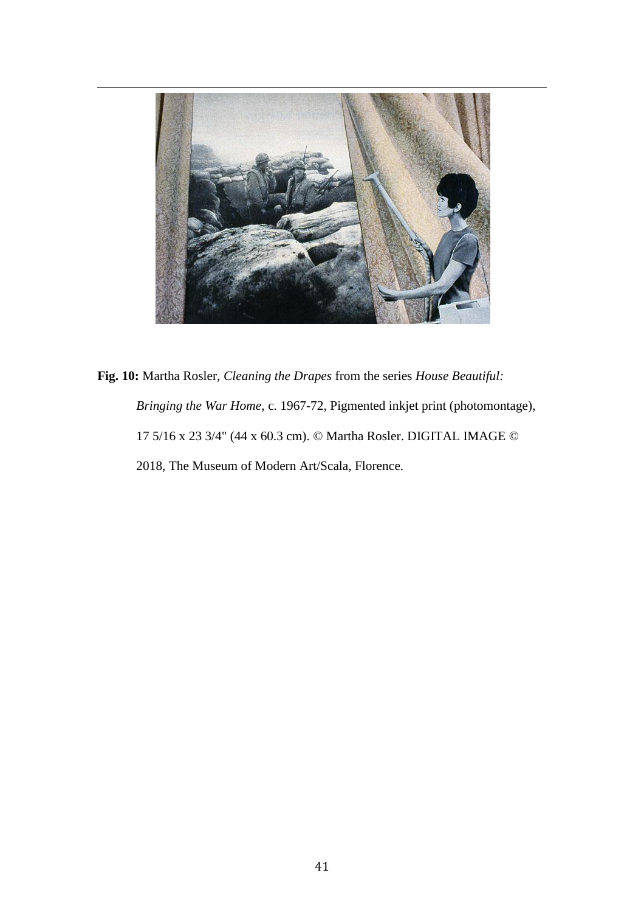**Fig. 10:** Martha Rosler, *Cleaning the Drapes* from the series *House Beautiful: Bringing the War Home*, c. 1967-72, Pigmented inkjet print (photomontage), 17 5/16 x 23 3/4" (44 x 60.3 cm). © Martha Rosler. DIGITAL IMAGE © 2018, The Museum of Modern Art/Scala, Florence.